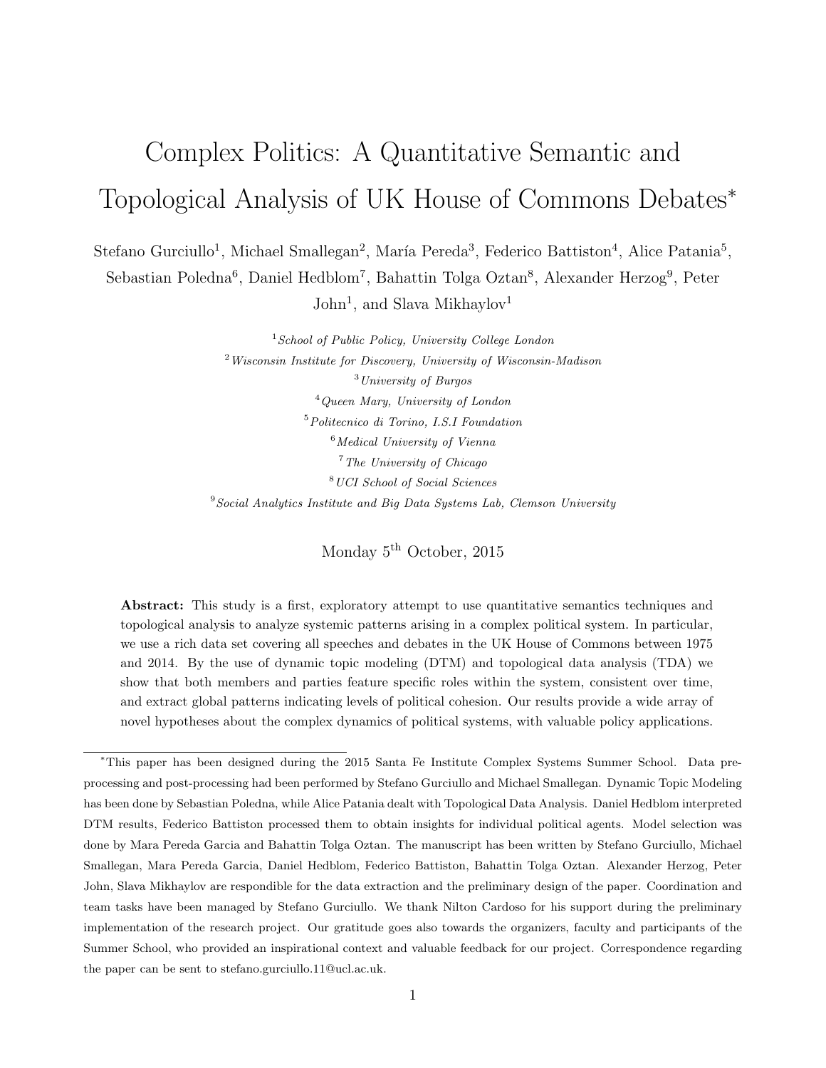# Complex Politics: A Quantitative Semantic and Topological Analysis of UK House of Commons Debates*

Stefano Gurciullo[1], Michael Smallegan[2], María Pereda[3], Federico Battiston[4], Alice Patania[5], Sebastian Poledna[6], Daniel Hedblom[7], Bahattin Tolga Oztan[8], Alexander Herzog[9], Peter John[1], and Slava Mikhaylov[1]

[1] *School of Public Policy, University College London*
[2] *Wisconsin Institute for Discovery, University of Wisconsin-Madison*
[3] *University of Burgos*
[4] *Queen Mary, University of London*
[5] *Politecnico di Torino, I.S.I Foundation*
[6] *Medical University of Vienna*
[7] *The University of Chicago*
[8] *UCI School of Social Sciences*
[9] *Social Analytics Institute and Big Data Systems Lab, Clemson University*

Monday 5th October, 2015

**Abstract:** This study is a first, exploratory attempt to use quantitative semantics techniques and topological analysis to analyze systemic patterns arising in a complex political system. In particular, we use a rich data set covering all speeches and debates in the UK House of Commons between 1975 and 2014. By the use of dynamic topic modeling (DTM) and topological data analysis (TDA) we show that both members and parties feature specific roles within the system, consistent over time, and extract global patterns indicating levels of political cohesion. Our results provide a wide array of novel hypotheses about the complex dynamics of political systems, with valuable policy applications.

---

*This paper has been designed during the 2015 Santa Fe Institute Complex Systems Summer School. Data pre-processing and post-processing had been performed by Stefano Gurciullo and Michael Smallegan. Dynamic Topic Modeling has been done by Sebastian Poledna, while Alice Patania dealt with Topological Data Analysis. Daniel Hedblom interpreted DTM results, Federico Battiston processed them to obtain insights for individual political agents. Model selection was done by Mara Pereda Garcia and Bahattin Tolga Oztan. The manuscript has been written by Stefano Gurciullo, Michael Smallegan, Mara Pereda Garcia, Daniel Hedblom, Federico Battiston, Bahattin Tolga Oztan. Alexander Herzog, Peter John, Slava Mikhaylov are respondible for the data extraction and the preliminary design of the paper. Coordination and team tasks have been managed by Stefano Gurciullo. We thank Nilton Cardoso for his support during the preliminary implementation of the research project. Our gratitude goes also towards the organizers, faculty and participants of the Summer School, who provided an inspirational context and valuable feedback for our project. Correspondence regarding the paper can be sent to stefano.gurciullo.11@ucl.ac.uk.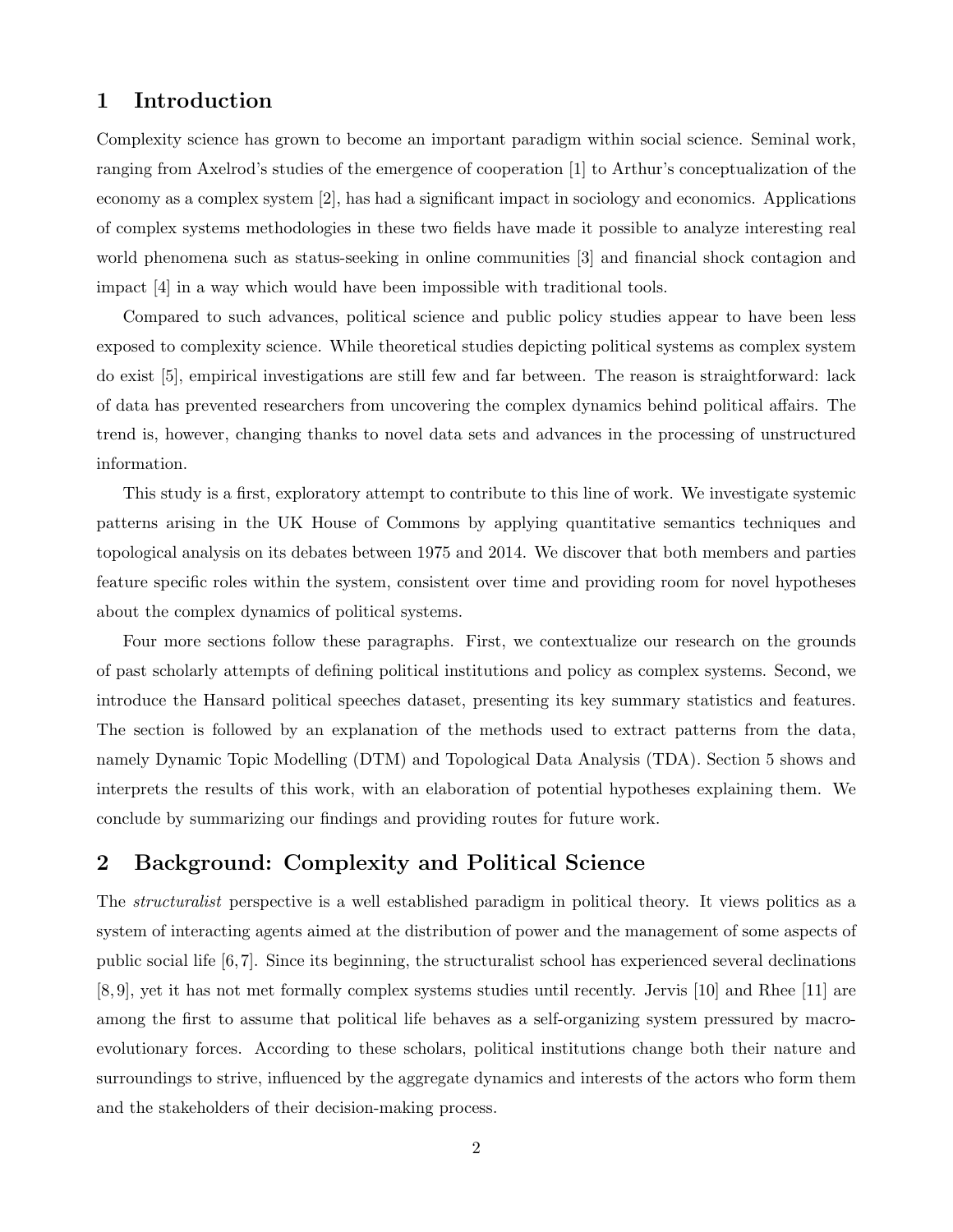## 1 Introduction

Complexity science has grown to become an important paradigm within social science. Seminal work, ranging from Axelrod's studies of the emergence of cooperation [1] to Arthur's conceptualization of the economy as a complex system [2], has had a significant impact in sociology and economics. Applications of complex systems methodologies in these two fields have made it possible to analyze interesting real world phenomena such as status-seeking in online communities [3] and financial shock contagion and impact [4] in a way which would have been impossible with traditional tools.

Compared to such advances, political science and public policy studies appear to have been less exposed to complexity science. While theoretical studies depicting political systems as complex system do exist [5], empirical investigations are still few and far between. The reason is straightforward: lack of data has prevented researchers from uncovering the complex dynamics behind political affairs. The trend is, however, changing thanks to novel data sets and advances in the processing of unstructured information.

This study is a first, exploratory attempt to contribute to this line of work. We investigate systemic patterns arising in the UK House of Commons by applying quantitative semantics techniques and topological analysis on its debates between 1975 and 2014. We discover that both members and parties feature specific roles within the system, consistent over time and providing room for novel hypotheses about the complex dynamics of political systems.

Four more sections follow these paragraphs. First, we contextualize our research on the grounds of past scholarly attempts of defining political institutions and policy as complex systems. Second, we introduce the Hansard political speeches dataset, presenting its key summary statistics and features. The section is followed by an explanation of the methods used to extract patterns from the data, namely Dynamic Topic Modelling (DTM) and Topological Data Analysis (TDA). Section 5 shows and interprets the results of this work, with an elaboration of potential hypotheses explaining them. We conclude by summarizing our findings and providing routes for future work.

## 2 Background: Complexity and Political Science

The *structuralist* perspective is a well established paradigm in political theory. It views politics as a system of interacting agents aimed at the distribution of power and the management of some aspects of public social life [6,7]. Since its beginning, the structuralist school has experienced several declinations [8,9], yet it has not met formally complex systems studies until recently. Jervis [10] and Rhee [11] are among the first to assume that political life behaves as a self-organizing system pressured by macro-evolutionary forces. According to these scholars, political institutions change both their nature and surroundings to strive, influenced by the aggregate dynamics and interests of the actors who form them and the stakeholders of their decision-making process.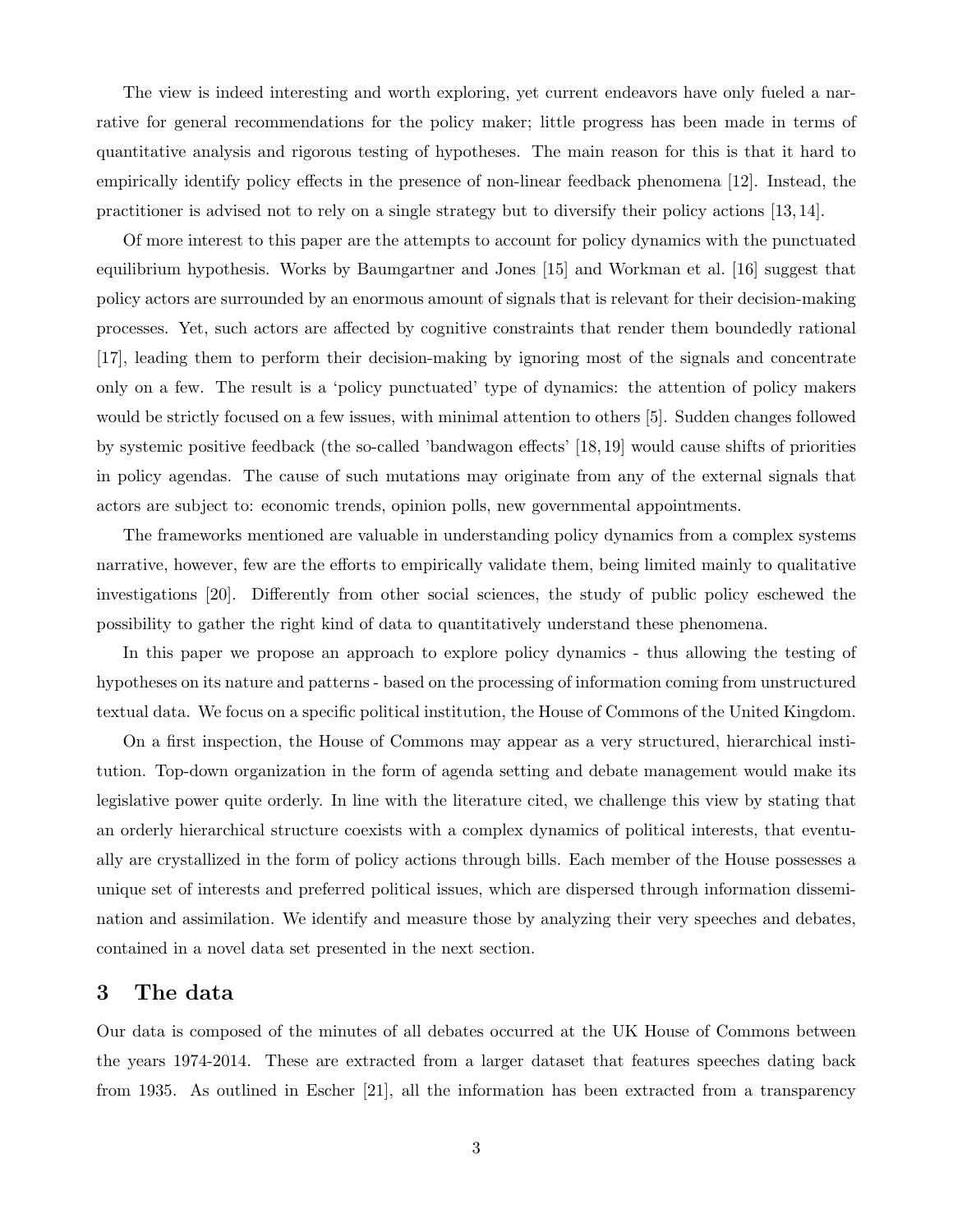The view is indeed interesting and worth exploring, yet current endeavors have only fueled a narrative for general recommendations for the policy maker; little progress has been made in terms of quantitative analysis and rigorous testing of hypotheses. The main reason for this is that it hard to empirically identify policy effects in the presence of non-linear feedback phenomena [12]. Instead, the practitioner is advised not to rely on a single strategy but to diversify their policy actions [13, 14].

Of more interest to this paper are the attempts to account for policy dynamics with the punctuated equilibrium hypothesis. Works by Baumgartner and Jones [15] and Workman et al. [16] suggest that policy actors are surrounded by an enormous amount of signals that is relevant for their decision-making processes. Yet, such actors are affected by cognitive constraints that render them boundedly rational [17], leading them to perform their decision-making by ignoring most of the signals and concentrate only on a few. The result is a 'policy punctuated' type of dynamics: the attention of policy makers would be strictly focused on a few issues, with minimal attention to others [5]. Sudden changes followed by systemic positive feedback (the so-called 'bandwagon effects' [18, 19] would cause shifts of priorities in policy agendas. The cause of such mutations may originate from any of the external signals that actors are subject to: economic trends, opinion polls, new governmental appointments.

The frameworks mentioned are valuable in understanding policy dynamics from a complex systems narrative, however, few are the efforts to empirically validate them, being limited mainly to qualitative investigations [20]. Differently from other social sciences, the study of public policy eschewed the possibility to gather the right kind of data to quantitatively understand these phenomena.

In this paper we propose an approach to explore policy dynamics - thus allowing the testing of hypotheses on its nature and patterns - based on the processing of information coming from unstructured textual data. We focus on a specific political institution, the House of Commons of the United Kingdom.

On a first inspection, the House of Commons may appear as a very structured, hierarchical institution. Top-down organization in the form of agenda setting and debate management would make its legislative power quite orderly. In line with the literature cited, we challenge this view by stating that an orderly hierarchical structure coexists with a complex dynamics of political interests, that eventually are crystallized in the form of policy actions through bills. Each member of the House possesses a unique set of interests and preferred political issues, which are dispersed through information dissemination and assimilation. We identify and measure those by analyzing their very speeches and debates, contained in a novel data set presented in the next section.

## 3 The data

Our data is composed of the minutes of all debates occurred at the UK House of Commons between the years 1974-2014. These are extracted from a larger dataset that features speeches dating back from 1935. As outlined in Escher [21], all the information has been extracted from a transparency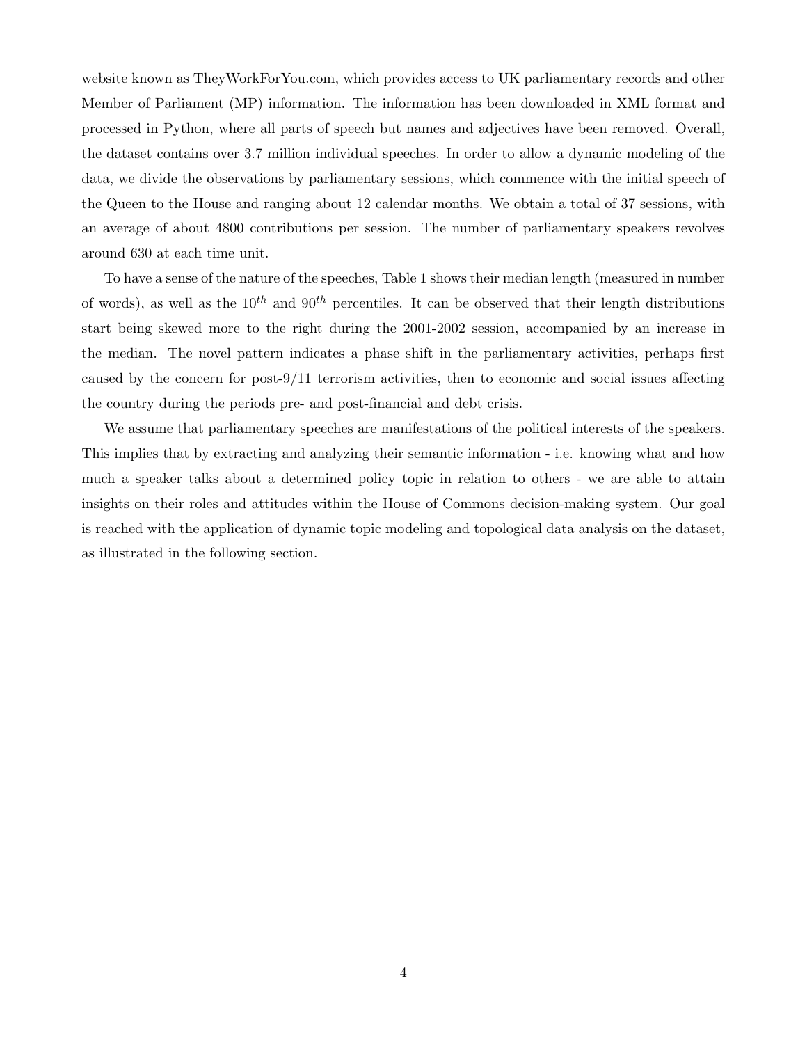website known as TheyWorkForYou.com, which provides access to UK parliamentary records and other Member of Parliament (MP) information. The information has been downloaded in XML format and processed in Python, where all parts of speech but names and adjectives have been removed. Overall, the dataset contains over 3.7 million individual speeches. In order to allow a dynamic modeling of the data, we divide the observations by parliamentary sessions, which commence with the initial speech of the Queen to the House and ranging about 12 calendar months. We obtain a total of 37 sessions, with an average of about 4800 contributions per session. The number of parliamentary speakers revolves around 630 at each time unit.

To have a sense of the nature of the speeches, Table 1 shows their median length (measured in number of words), as well as the $10^{th}$ and $90^{th}$ percentiles. It can be observed that their length distributions start being skewed more to the right during the 2001-2002 session, accompanied by an increase in the median. The novel pattern indicates a phase shift in the parliamentary activities, perhaps first caused by the concern for post-9/11 terrorism activities, then to economic and social issues affecting the country during the periods pre- and post-financial and debt crisis.

We assume that parliamentary speeches are manifestations of the political interests of the speakers. This implies that by extracting and analyzing their semantic information - i.e. knowing what and how much a speaker talks about a determined policy topic in relation to others - we are able to attain insights on their roles and attitudes within the House of Commons decision-making system. Our goal is reached with the application of dynamic topic modeling and topological data analysis on the dataset, as illustrated in the following section.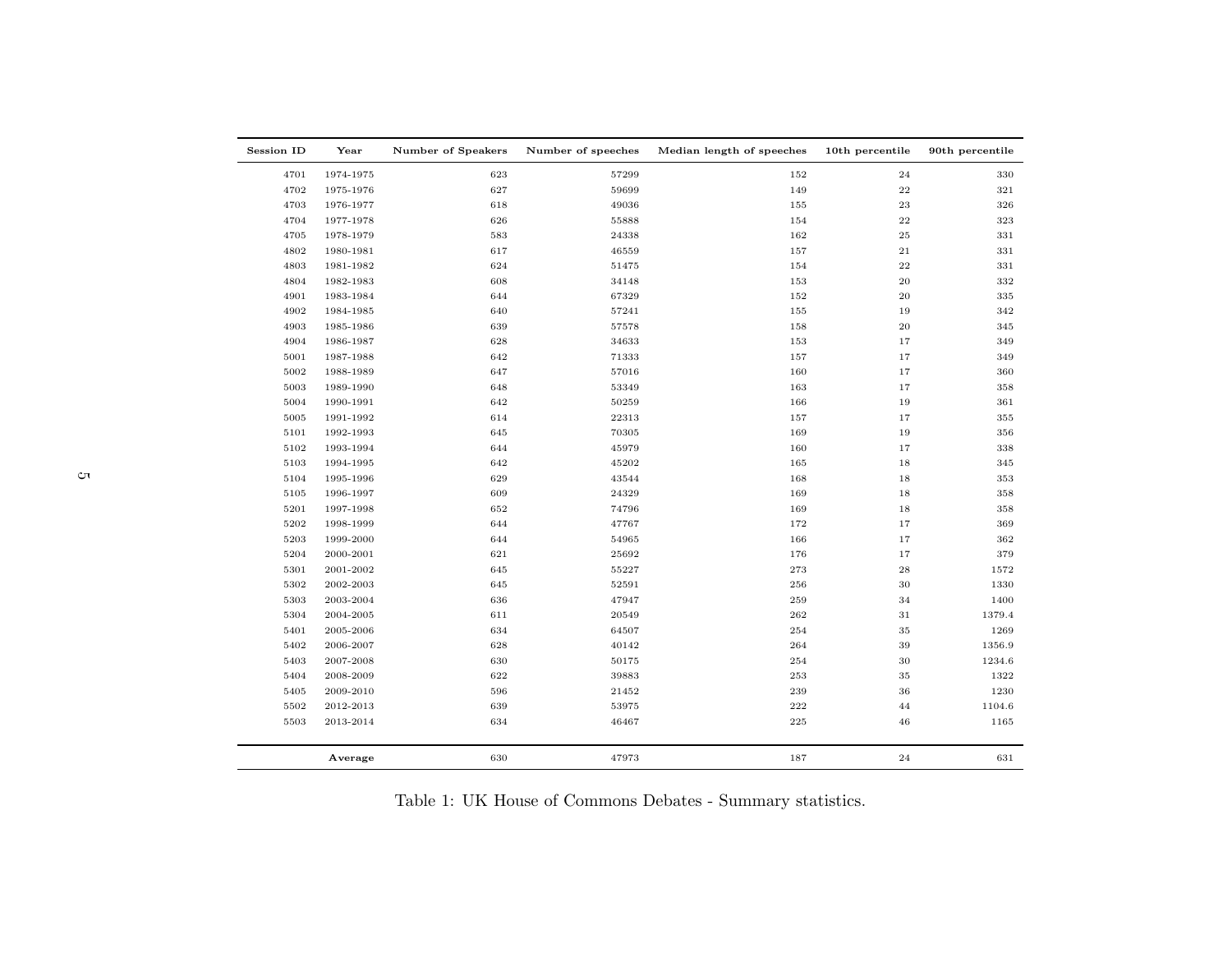| Session ID | Year | Number of Speakers | Number of speeches | Median length of speeches | 10th percentile | 90th percentile |
|---|---|---|---|---|---|---|
| 4701 | 1974-1975 | 623 | 57299 | 152 | 24 | 330 |
| 4702 | 1975-1976 | 627 | 59699 | 149 | 22 | 321 |
| 4703 | 1976-1977 | 618 | 49036 | 155 | 23 | 326 |
| 4704 | 1977-1978 | 626 | 55888 | 154 | 22 | 323 |
| 4705 | 1978-1979 | 583 | 24338 | 162 | 25 | 331 |
| 4802 | 1980-1981 | 617 | 46559 | 157 | 21 | 331 |
| 4803 | 1981-1982 | 624 | 51475 | 154 | 22 | 331 |
| 4804 | 1982-1983 | 608 | 34148 | 153 | 20 | 332 |
| 4901 | 1983-1984 | 644 | 67329 | 152 | 20 | 335 |
| 4902 | 1984-1985 | 640 | 57241 | 155 | 19 | 342 |
| 4903 | 1985-1986 | 639 | 57578 | 158 | 20 | 345 |
| 4904 | 1986-1987 | 628 | 34633 | 153 | 17 | 349 |
| 5001 | 1987-1988 | 642 | 71333 | 157 | 17 | 349 |
| 5002 | 1988-1989 | 647 | 57016 | 160 | 17 | 360 |
| 5003 | 1989-1990 | 648 | 53349 | 163 | 17 | 358 |
| 5004 | 1990-1991 | 642 | 50259 | 166 | 19 | 361 |
| 5005 | 1991-1992 | 614 | 22313 | 157 | 17 | 355 |
| 5101 | 1992-1993 | 645 | 70305 | 169 | 19 | 356 |
| 5102 | 1993-1994 | 644 | 45979 | 160 | 17 | 338 |
| 5103 | 1994-1995 | 642 | 45202 | 165 | 18 | 345 |
| 5104 | 1995-1996 | 629 | 43544 | 168 | 18 | 353 |
| 5105 | 1996-1997 | 609 | 24329 | 169 | 18 | 358 |
| 5201 | 1997-1998 | 652 | 74796 | 169 | 18 | 358 |
| 5202 | 1998-1999 | 644 | 47767 | 172 | 17 | 369 |
| 5203 | 1999-2000 | 644 | 54965 | 166 | 17 | 362 |
| 5204 | 2000-2001 | 621 | 25692 | 176 | 17 | 379 |
| 5301 | 2001-2002 | 645 | 55227 | 273 | 28 | 1572 |
| 5302 | 2002-2003 | 645 | 52591 | 256 | 30 | 1330 |
| 5303 | 2003-2004 | 636 | 47947 | 259 | 34 | 1400 |
| 5304 | 2004-2005 | 611 | 20549 | 262 | 31 | 1379.4 |
| 5401 | 2005-2006 | 634 | 64507 | 254 | 35 | 1269 |
| 5402 | 2006-2007 | 628 | 40142 | 264 | 39 | 1356.9 |
| 5403 | 2007-2008 | 630 | 50175 | 254 | 30 | 1234.6 |
| 5404 | 2008-2009 | 622 | 39883 | 253 | 35 | 1322 |
| 5405 | 2009-2010 | 596 | 21452 | 239 | 36 | 1230 |
| 5502 | 2012-2013 | 639 | 53975 | 222 | 44 | 1104.6 |
| 5503 | 2013-2014 | 634 | 46467 | 225 | 46 | 1165 |
| | **Average** | 630 | 47973 | 187 | 24 | 631 |

Table 1: UK House of Commons Debates - Summary statistics.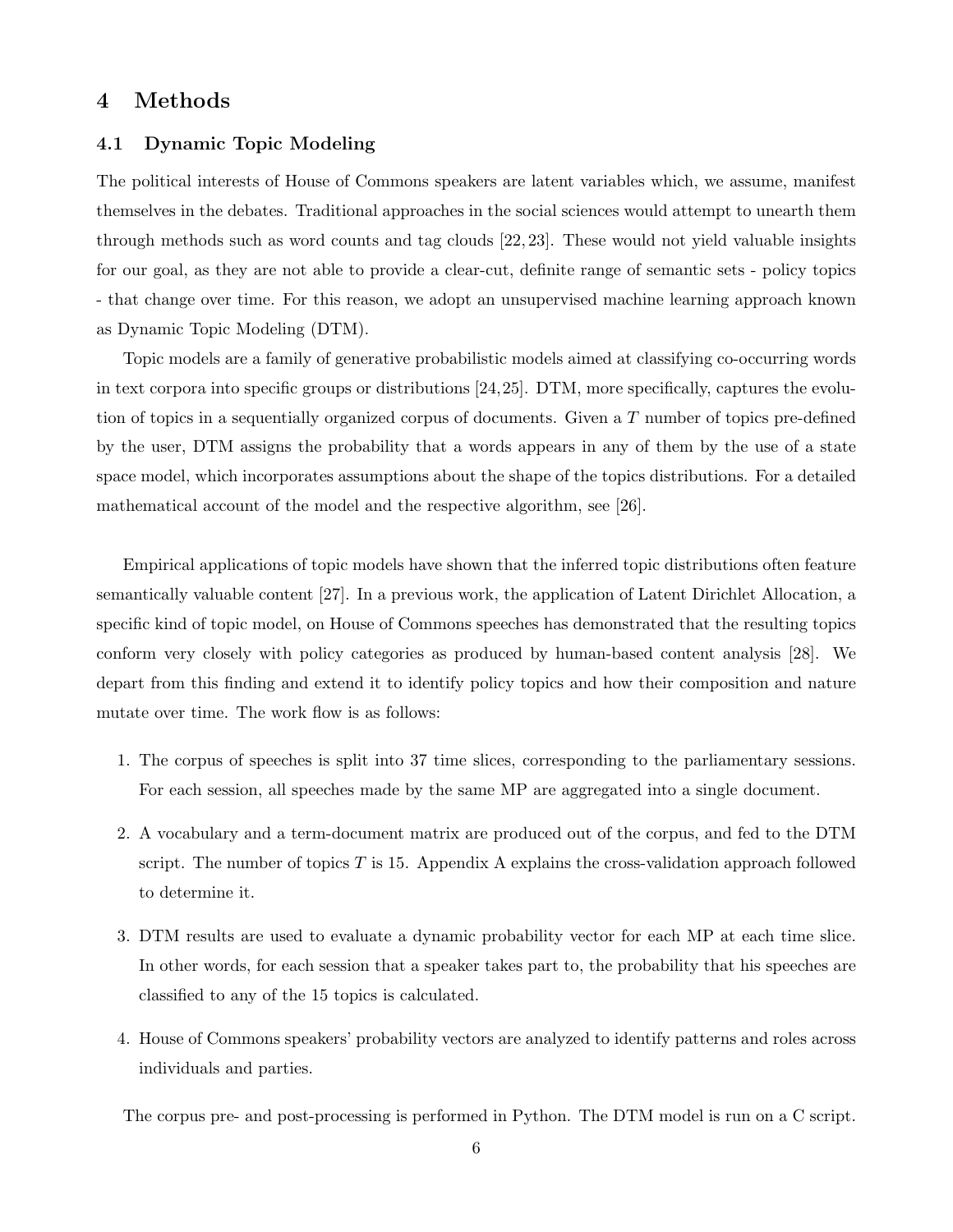# 4 Methods

## 4.1 Dynamic Topic Modeling

The political interests of House of Commons speakers are latent variables which, we assume, manifest themselves in the debates. Traditional approaches in the social sciences would attempt to unearth them through methods such as word counts and tag clouds [22, 23]. These would not yield valuable insights for our goal, as they are not able to provide a clear-cut, definite range of semantic sets - policy topics - that change over time. For this reason, we adopt an unsupervised machine learning approach known as Dynamic Topic Modeling (DTM).

Topic models are a family of generative probabilistic models aimed at classifying co-occurring words in text corpora into specific groups or distributions [24, 25]. DTM, more specifically, captures the evolution of topics in a sequentially organized corpus of documents. Given a $T$ number of topics pre-defined by the user, DTM assigns the probability that a words appears in any of them by the use of a state space model, which incorporates assumptions about the shape of the topics distributions. For a detailed mathematical account of the model and the respective algorithm, see [26].

Empirical applications of topic models have shown that the inferred topic distributions often feature semantically valuable content [27]. In a previous work, the application of Latent Dirichlet Allocation, a specific kind of topic model, on House of Commons speeches has demonstrated that the resulting topics conform very closely with policy categories as produced by human-based content analysis [28]. We depart from this finding and extend it to identify policy topics and how their composition and nature mutate over time. The work flow is as follows:

1. The corpus of speeches is split into 37 time slices, corresponding to the parliamentary sessions. For each session, all speeches made by the same MP are aggregated into a single document.
2. A vocabulary and a term-document matrix are produced out of the corpus, and fed to the DTM script. The number of topics $T$ is 15. Appendix A explains the cross-validation approach followed to determine it.
3. DTM results are used to evaluate a dynamic probability vector for each MP at each time slice. In other words, for each session that a speaker takes part to, the probability that his speeches are classified to any of the 15 topics is calculated.
4. House of Commons speakers' probability vectors are analyzed to identify patterns and roles across individuals and parties.

The corpus pre- and post-processing is performed in Python. The DTM model is run on a C script.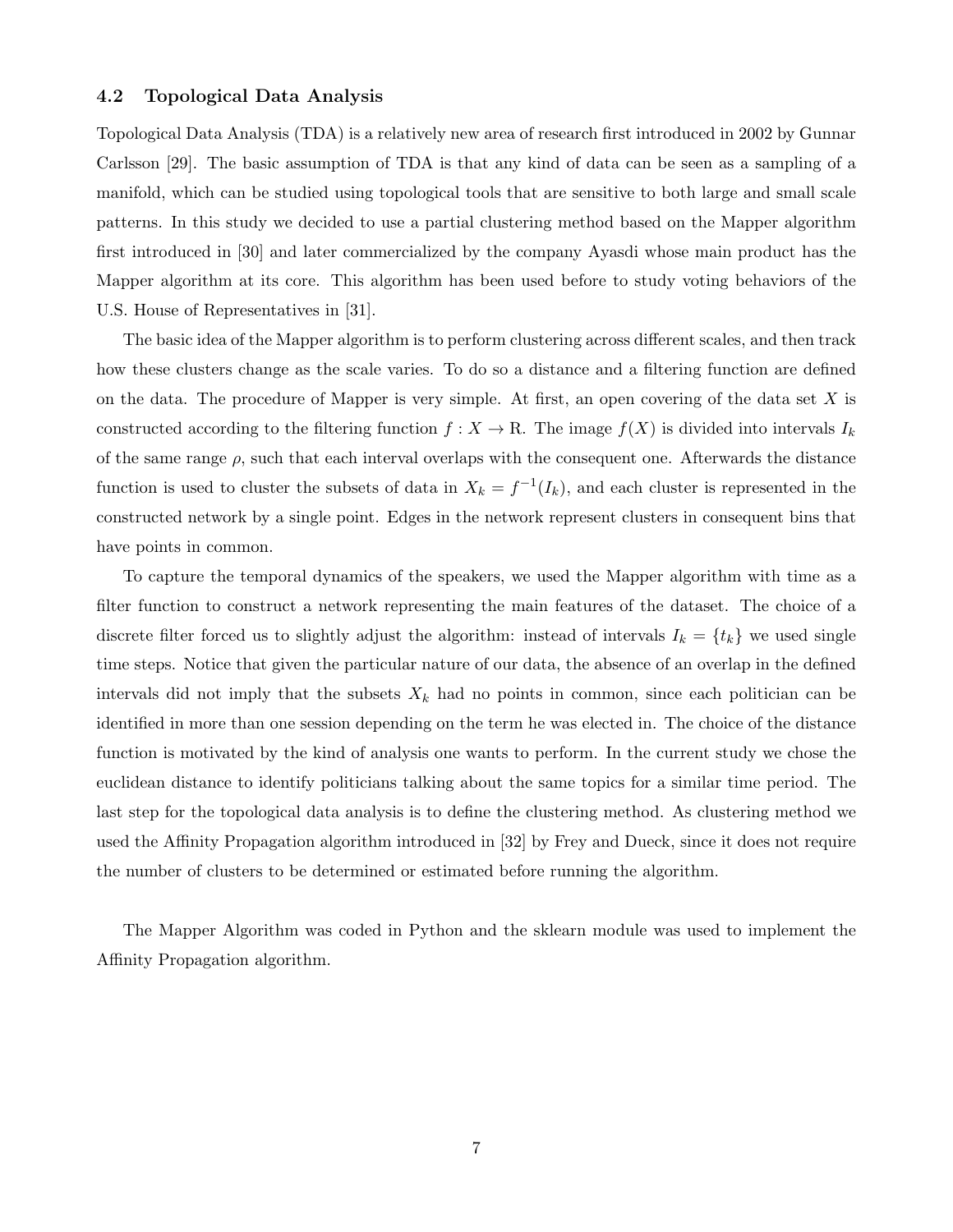### 4.2 Topological Data Analysis

Topological Data Analysis (TDA) is a relatively new area of research first introduced in 2002 by Gunnar Carlsson [29]. The basic assumption of TDA is that any kind of data can be seen as a sampling of a manifold, which can be studied using topological tools that are sensitive to both large and small scale patterns. In this study we decided to use a partial clustering method based on the Mapper algorithm first introduced in [30] and later commercialized by the company Ayasdi whose main product has the Mapper algorithm at its core. This algorithm has been used before to study voting behaviors of the U.S. House of Representatives in [31].

The basic idea of the Mapper algorithm is to perform clustering across different scales, and then track how these clusters change as the scale varies. To do so a distance and a filtering function are defined on the data. The procedure of Mapper is very simple. At first, an open covering of the data set $X$ is constructed according to the filtering function $f : X \to \mathrm{R}$. The image $f(X)$ is divided into intervals $I_k$ of the same range $\rho$, such that each interval overlaps with the consequent one. Afterwards the distance function is used to cluster the subsets of data in $X_k = f^{-1}(I_k)$, and each cluster is represented in the constructed network by a single point. Edges in the network represent clusters in consequent bins that have points in common.

To capture the temporal dynamics of the speakers, we used the Mapper algorithm with time as a filter function to construct a network representing the main features of the dataset. The choice of a discrete filter forced us to slightly adjust the algorithm: instead of intervals $I_k = \{t_k\}$ we used single time steps. Notice that given the particular nature of our data, the absence of an overlap in the defined intervals did not imply that the subsets $X_k$ had no points in common, since each politician can be identified in more than one session depending on the term he was elected in. The choice of the distance function is motivated by the kind of analysis one wants to perform. In the current study we chose the euclidean distance to identify politicians talking about the same topics for a similar time period. The last step for the topological data analysis is to define the clustering method. As clustering method we used the Affinity Propagation algorithm introduced in [32] by Frey and Dueck, since it does not require the number of clusters to be determined or estimated before running the algorithm.

The Mapper Algorithm was coded in Python and the sklearn module was used to implement the Affinity Propagation algorithm.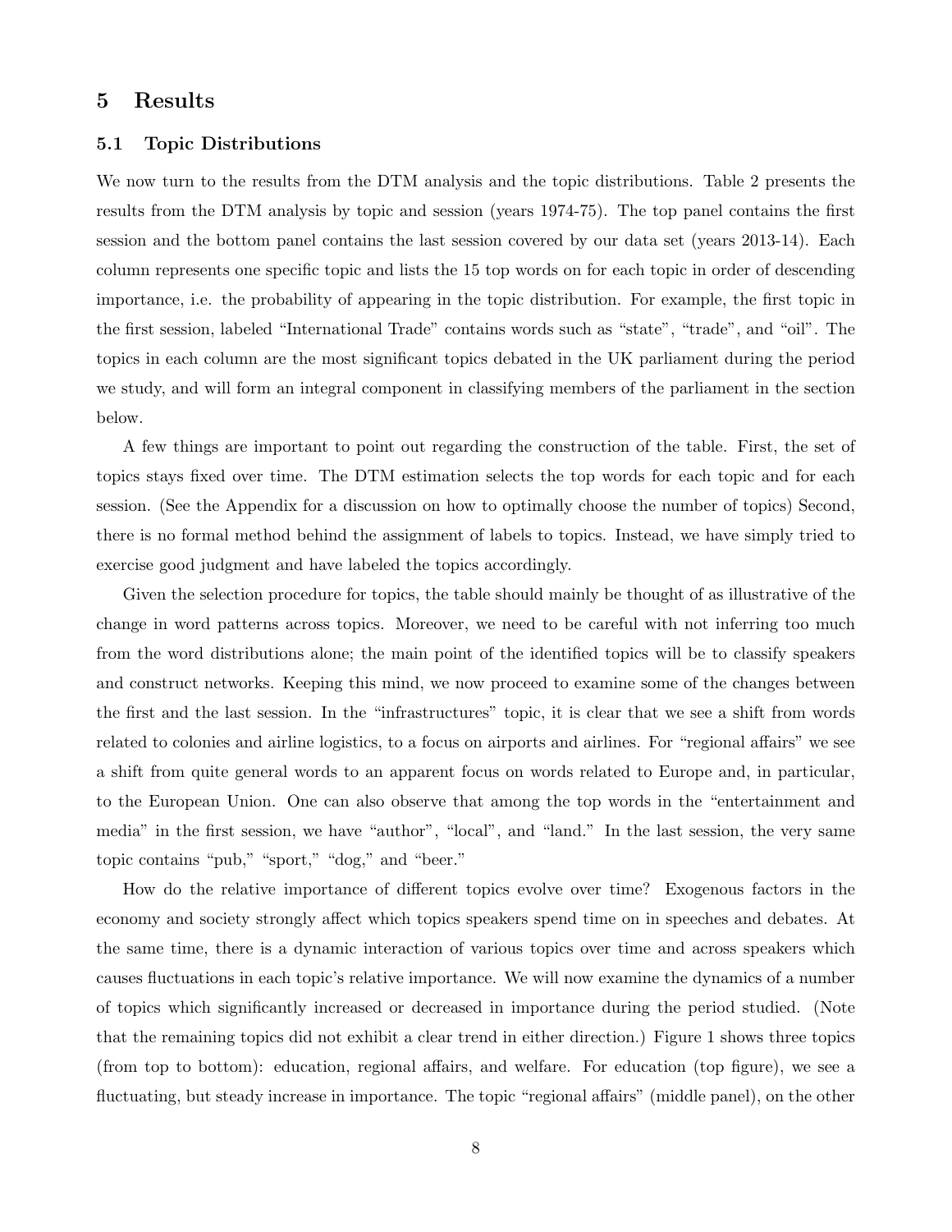## 5 Results

### 5.1 Topic Distributions

We now turn to the results from the DTM analysis and the topic distributions. Table 2 presents the results from the DTM analysis by topic and session (years 1974-75). The top panel contains the first session and the bottom panel contains the last session covered by our data set (years 2013-14). Each column represents one specific topic and lists the 15 top words on for each topic in order of descending importance, i.e. the probability of appearing in the topic distribution. For example, the first topic in the first session, labeled "International Trade" contains words such as "state", "trade", and "oil". The topics in each column are the most significant topics debated in the UK parliament during the period we study, and will form an integral component in classifying members of the parliament in the section below.

A few things are important to point out regarding the construction of the table. First, the set of topics stays fixed over time. The DTM estimation selects the top words for each topic and for each session. (See the Appendix for a discussion on how to optimally choose the number of topics) Second, there is no formal method behind the assignment of labels to topics. Instead, we have simply tried to exercise good judgment and have labeled the topics accordingly.

Given the selection procedure for topics, the table should mainly be thought of as illustrative of the change in word patterns across topics. Moreover, we need to be careful with not inferring too much from the word distributions alone; the main point of the identified topics will be to classify speakers and construct networks. Keeping this mind, we now proceed to examine some of the changes between the first and the last session. In the "infrastructures" topic, it is clear that we see a shift from words related to colonies and airline logistics, to a focus on airports and airlines. For "regional affairs" we see a shift from quite general words to an apparent focus on words related to Europe and, in particular, to the European Union. One can also observe that among the top words in the "entertainment and media" in the first session, we have "author", "local", and "land." In the last session, the very same topic contains "pub," "sport," "dog," and "beer."

How do the relative importance of different topics evolve over time? Exogenous factors in the economy and society strongly affect which topics speakers spend time on in speeches and debates. At the same time, there is a dynamic interaction of various topics over time and across speakers which causes fluctuations in each topic's relative importance. We will now examine the dynamics of a number of topics which significantly increased or decreased in importance during the period studied. (Note that the remaining topics did not exhibit a clear trend in either direction.) Figure 1 shows three topics (from top to bottom): education, regional affairs, and welfare. For education (top figure), we see a fluctuating, but steady increase in importance. The topic "regional affairs" (middle panel), on the other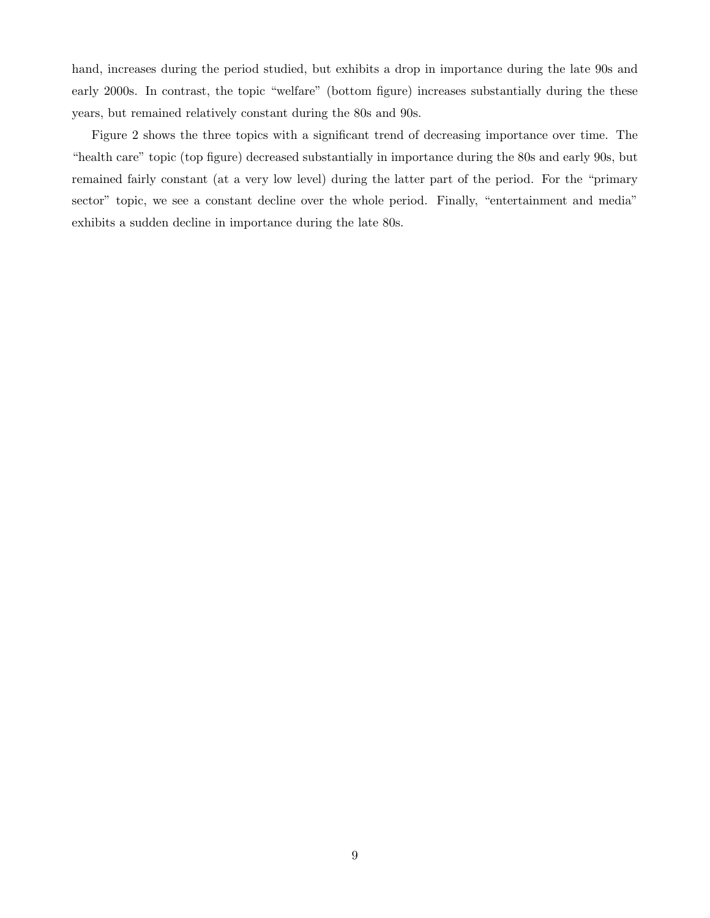hand, increases during the period studied, but exhibits a drop in importance during the late 90s and early 2000s. In contrast, the topic "welfare" (bottom figure) increases substantially during the these years, but remained relatively constant during the 80s and 90s.

Figure 2 shows the three topics with a significant trend of decreasing importance over time. The "health care" topic (top figure) decreased substantially in importance during the 80s and early 90s, but remained fairly constant (at a very low level) during the latter part of the period. For the "primary sector" topic, we see a constant decline over the whole period. Finally, "entertainment and media" exhibits a sudden decline in importance during the late 80s.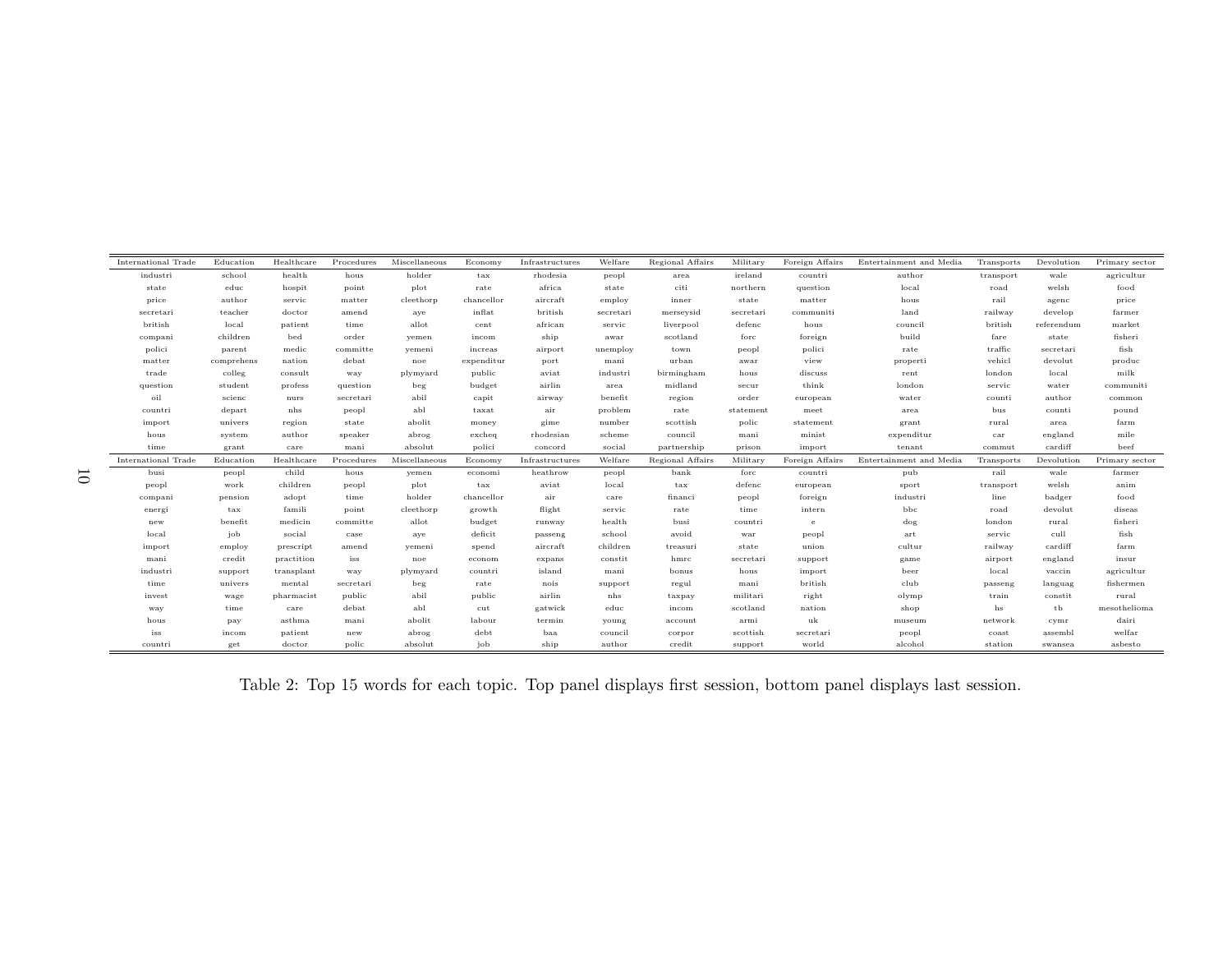| International Trade | Education | Healthcare | Procedures | Miscellaneous | Economy | Infrastructures | Welfare | Regional Affairs | Military | Foreign Affairs | Entertainment and Media | Transports | Devolution | Primary sector |
|---|---|---|---|---|---|---|---|---|---|---|---|---|---|---|
| industri | school | health | hous | holder | tax | rhodesia | peopl | area | ireland | countri | author | transport | wale | agricultur |
| state | educ | hospit | point | plot | rate | africa | state | citi | northern | question | local | road | welsh | food |
| price | author | servic | matter | cleethorp | chancellor | aircraft | employ | inner | state | matter | hous | rail | agenc | price |
| secretari | teacher | doctor | amend | aye | inflat | british | secretari | merseysid | secretari | communiti | land | railway | develop | farmer |
| british | local | patient | time | allot | cent | african | servic | liverpool | defenc | hous | council | british | referendum | market |
| compani | children | bed | order | yemen | incom | ship | awar | scotland | forc | foreign | build | fare | state | fisheri |
| polici | parent | medic | committe | yemeni | increas | airport | unemploy | town | peopl | polici | rate | traffic | secretari | fish |
| matter | comprehens | nation | debat | noe | expenditur | port | mani | urban | awar | view | properti | vehicl | devolut | produc |
| trade | colleg | consult | way | plymyard | public | aviat | industri | birmingham | hous | discuss | rent | london | local | milk |
| question | student | profess | question | beg | budget | airlin | area | midland | secur | think | london | servic | water | communiti |
| oil | scienc | nurs | secretari | abil | capit | airway | benefit | region | order | european | water | counti | author | common |
| countri | depart | nhs | peopl | abl | taxat | air | problem | rate | statement | meet | area | bus | counti | pound |
| import | univers | region | state | abolit | money | gime | number | scottish | polic | statement | grant | rural | area | farm |
| hous | system | author | speaker | abrog | excheq | rhodesian | scheme | council | mani | minist | expenditur | car | england | mile |
| time | grant | care | mani | absolut | polici | concord | social | partnership | prison | import | tenant | commut | cardiff | beef |
| **International Trade** | **Education** | **Healthcare** | **Procedures** | **Miscellaneous** | **Economy** | **Infrastructures** | **Welfare** | **Regional Affairs** | **Military** | **Foreign Affairs** | **Entertainment and Media** | **Transports** | **Devolution** | **Primary sector** |
| busi | peopl | child | hous | yemen | economi | heathrow | peopl | bank | forc | countri | pub | rail | wale | farmer |
| peopl | work | children | peopl | plot | tax | aviat | local | tax | defenc | european | sport | transport | welsh | anim |
| compani | pension | adopt | time | holder | chancellor | air | care | financi | peopl | foreign | industri | line | badger | food |
| energi | tax | famili | point | cleethorp | growth | flight | servic | rate | time | intern | bbc | road | devolut | diseas |
| new | benefit | medicin | committe | allot | budget | runway | health | busi | countri | e | dog | london | rural | fisheri |
| local | job | social | case | aye | deficit | passeng | school | avoid | war | peopl | art | servic | cull | fish |
| import | employ | prescript | amend | yemeni | spend | aircraft | children | treasuri | state | union | cultur | railway | cardiff | farm |
| mani | credit | practition | iss | noe | econom | expans | constit | hmrc | secretari | support | game | airport | england | insur |
| industri | support | transplant | way | plymyard | countri | island | mani | bonus | hous | import | beer | local | vaccin | agricultur |
| time | univers | mental | secretari | beg | rate | nois | support | regul | mani | british | club | passeng | languag | fishermen |
| invest | wage | pharmacist | public | abil | public | airlin | nhs | taxpay | militari | right | olymp | train | constit | rural |
| way | time | care | debat | abl | cut | gatwick | educ | incom | scotland | nation | shop | hs | tb | mesothelioma |
| hous | pay | asthma | mani | abolit | labour | termin | young | account | armi | uk | museum | network | cymr | dairi |
| iss | incom | patient | new | abrog | debt | baa | council | corpor | scottish | secretari | peopl | coast | assembl | welfar |
| countri | get | doctor | polic | absolut | job | ship | author | credit | support | world | alcohol | station | swansea | asbesto |

Table 2: Top 15 words for each topic. Top panel displays first session, bottom panel displays last session.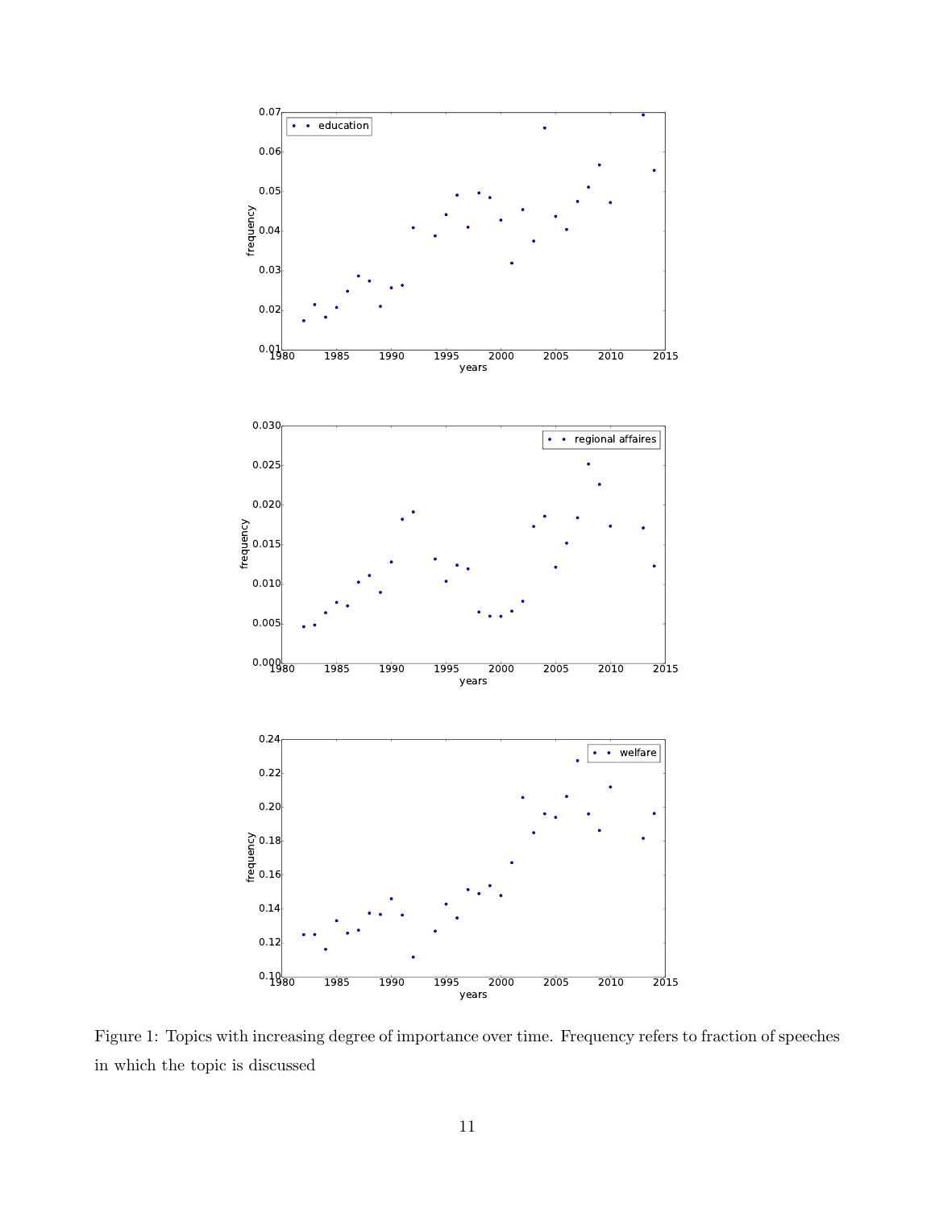Figure 1: Topics with increasing degree of importance over time. Frequency refers to fraction of speeches in which the topic is discussed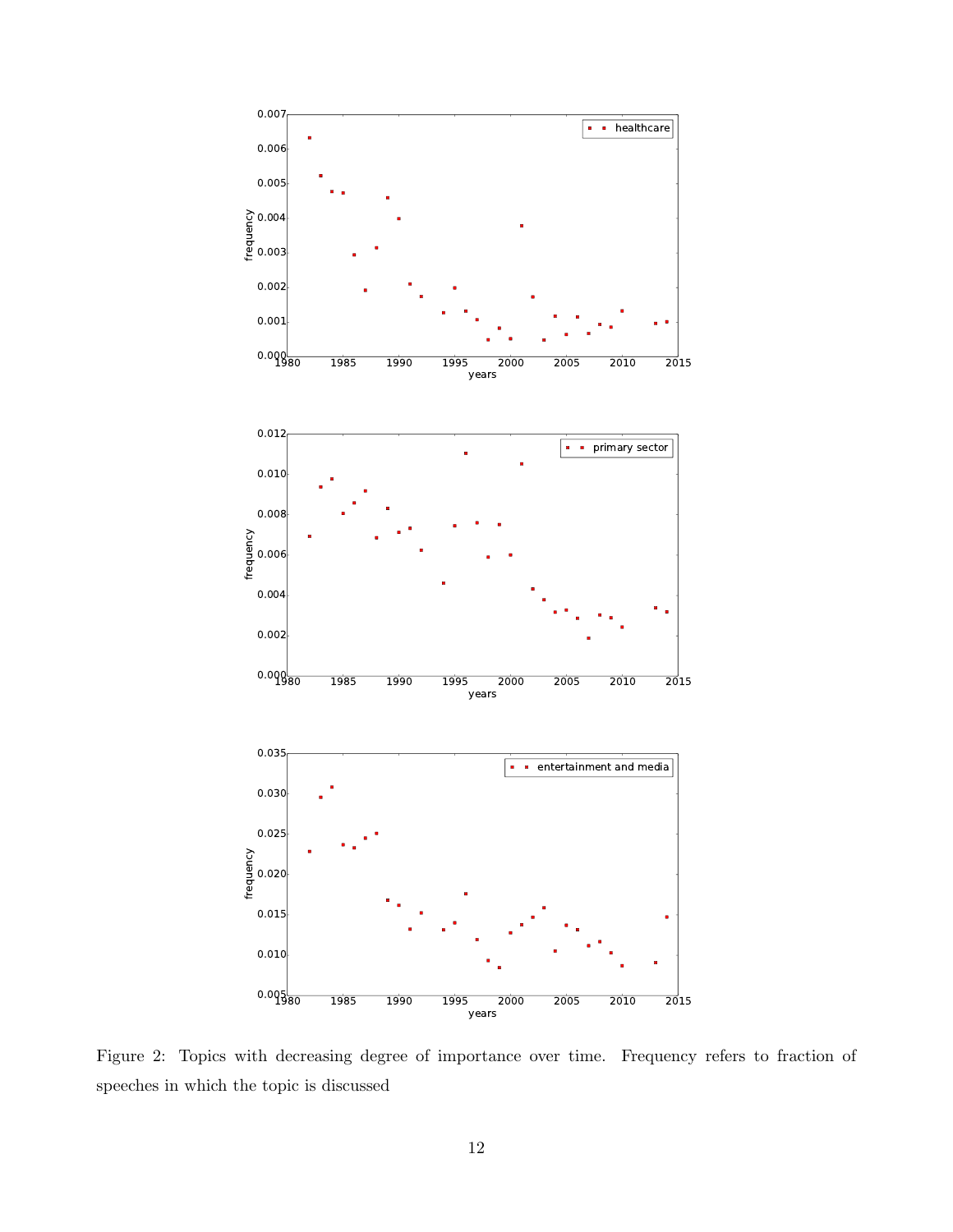Figure 2: Topics with decreasing degree of importance over time. Frequency refers to fraction of speeches in which the topic is discussed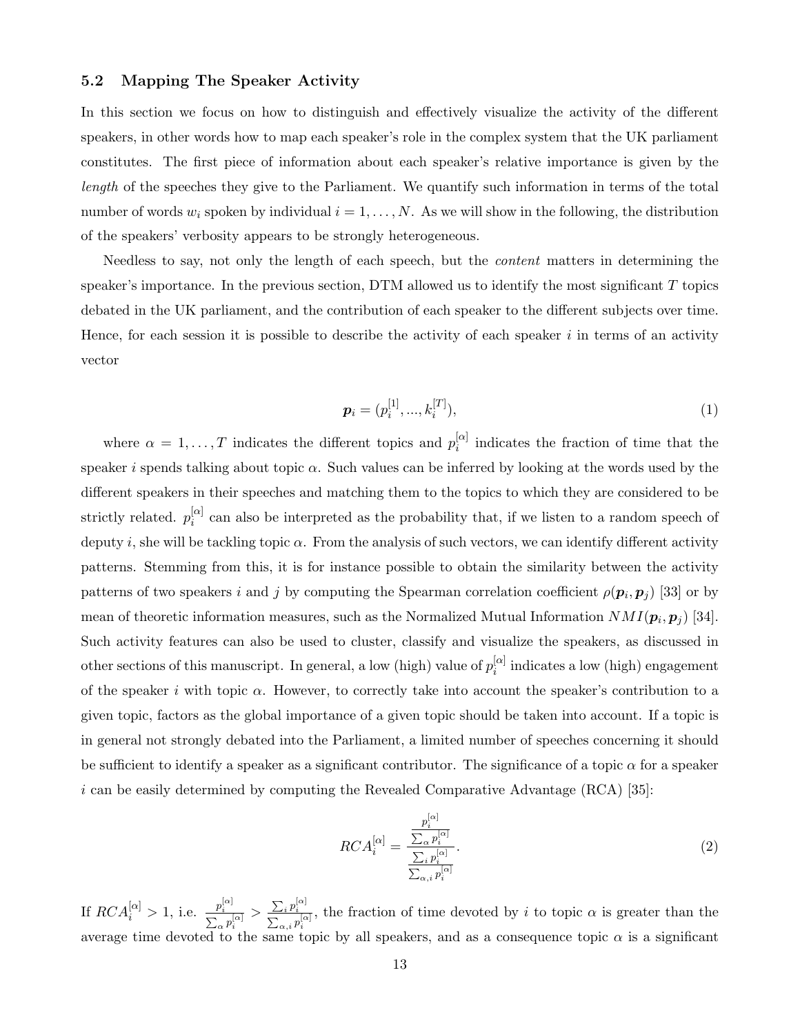### 5.2 Mapping The Speaker Activity

In this section we focus on how to distinguish and effectively visualize the activity of the different speakers, in other words how to map each speaker's role in the complex system that the UK parliament constitutes. The first piece of information about each speaker's relative importance is given by the *length* of the speeches they give to the Parliament. We quantify such information in terms of the total number of words $w_i$ spoken by individual $i = 1, \dots, N$. As we will show in the following, the distribution of the speakers' verbosity appears to be strongly heterogeneous.

Needless to say, not only the length of each speech, but the *content* matters in determining the speaker's importance. In the previous section, DTM allowed us to identify the most significant $T$ topics debated in the UK parliament, and the contribution of each speaker to the different subjects over time. Hence, for each session it is possible to describe the activity of each speaker $i$ in terms of an activity vector

$$\boldsymbol{p}_i = (p_i^{[1]}, ..., k_i^{[T]}), \tag{1}$$

where $\alpha = 1, \dots, T$ indicates the different topics and $p_i^{[\alpha]}$ indicates the fraction of time that the speaker $i$ spends talking about topic $\alpha$. Such values can be inferred by looking at the words used by the different speakers in their speeches and matching them to the topics to which they are considered to be strictly related. $p_i^{[\alpha]}$ can also be interpreted as the probability that, if we listen to a random speech of deputy $i$, she will be tackling topic $\alpha$. From the analysis of such vectors, we can identify different activity patterns. Stemming from this, it is for instance possible to obtain the similarity between the activity patterns of two speakers $i$ and $j$ by computing the Spearman correlation coefficient $\rho(\boldsymbol{p}_i, \boldsymbol{p}_j)$ [33] or by mean of theoretic information measures, such as the Normalized Mutual Information $NMI(\boldsymbol{p}_i, \boldsymbol{p}_j)$ [34]. Such activity features can also be used to cluster, classify and visualize the speakers, as discussed in other sections of this manuscript. In general, a low (high) value of $p_i^{[\alpha]}$ indicates a low (high) engagement of the speaker $i$ with topic $\alpha$. However, to correctly take into account the speaker's contribution to a given topic, factors as the global importance of a given topic should be taken into account. If a topic is in general not strongly debated into the Parliament, a limited number of speeches concerning it should be sufficient to identify a speaker as a significant contributor. The significance of a topic $\alpha$ for a speaker $i$ can be easily determined by computing the Revealed Comparative Advantage (RCA) [35]:

$$RCA_i^{[\alpha]} = \frac{\frac{p_i^{[\alpha]}}{\sum_\alpha p_i^{[\alpha]}}}{\frac{\sum_i p_i^{[\alpha]}}{\sum_{\alpha,i} p_i^{[\alpha]}}}. \tag{2}$$

If $RCA_i^{[\alpha]} > 1$, i.e. $\frac{p_i^{[\alpha]}}{\sum_\alpha p_i^{[\alpha]}} > \frac{\sum_i p_i^{[\alpha]}}{\sum_{\alpha,i} p_i^{[\alpha]}}$, the fraction of time devoted by $i$ to topic $\alpha$ is greater than the average time devoted to the same topic by all speakers, and as a consequence topic $\alpha$ is a significant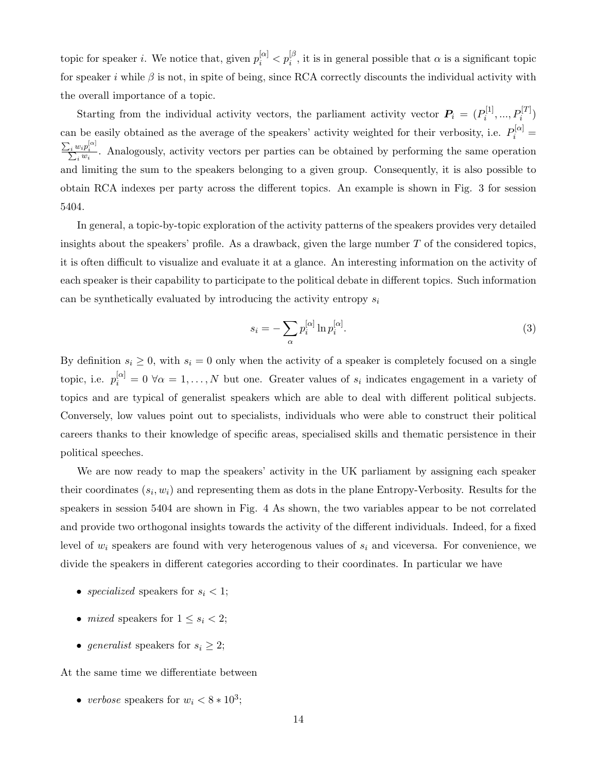topic for speaker $i$. We notice that, given $p_i^{[\alpha]} < p_i^{[\beta}$, it is in general possible that $\alpha$ is a significant topic for speaker $i$ while $\beta$ is not, in spite of being, since RCA correctly discounts the individual activity with the overall importance of a topic.

Starting from the individual activity vectors, the parliament activity vector $\boldsymbol{P}_i = (P_i^{[1]}, ..., P_i^{[T]})$ can be easily obtained as the average of the speakers' activity weighted for their verbosity, i.e. $P_i^{[\alpha]} = \frac{\sum_i w_i p_i^{[\alpha]}}{\sum_i w_i}$. Analogously, activity vectors per parties can be obtained by performing the same operation and limiting the sum to the speakers belonging to a given group. Consequently, it is also possible to obtain RCA indexes per party across the different topics. An example is shown in Fig. 3 for session 5404.

In general, a topic-by-topic exploration of the activity patterns of the speakers provides very detailed insights about the speakers' profile. As a drawback, given the large number $T$ of the considered topics, it is often difficult to visualize and evaluate it at a glance. An interesting information on the activity of each speaker is their capability to participate to the political debate in different topics. Such information can be synthetically evaluated by introducing the activity entropy $s_i$

$$s_i = -\sum_{\alpha} p_i^{[\alpha]} \ln p_i^{[\alpha]}. \tag{3}$$

By definition $s_i \geq 0$, with $s_i = 0$ only when the activity of a speaker is completely focused on a single topic, i.e. $p_i^{[\alpha]} = 0 \; \forall \alpha = 1, \ldots, N$ but one. Greater values of $s_i$ indicates engagement in a variety of topics and are typical of generalist speakers which are able to deal with different political subjects. Conversely, low values point out to specialists, individuals who were able to construct their political careers thanks to their knowledge of specific areas, specialised skills and thematic persistence in their political speeches.

We are now ready to map the speakers' activity in the UK parliament by assigning each speaker their coordinates $(s_i, w_i)$ and representing them as dots in the plane Entropy-Verbosity. Results for the speakers in session 5404 are shown in Fig. 4 As shown, the two variables appear to be not correlated and provide two orthogonal insights towards the activity of the different individuals. Indeed, for a fixed level of $w_i$ speakers are found with very heterogenous values of $s_i$ and viceversa. For convenience, we divide the speakers in different categories according to their coordinates. In particular we have

- *specialized* speakers for $s_i < 1$;
- *mixed* speakers for $1 \leq s_i < 2$;
- *generalist* speakers for $s_i \geq 2$;

At the same time we differentiate between

- *verbose* speakers for $w_i < 8 * 10^3$;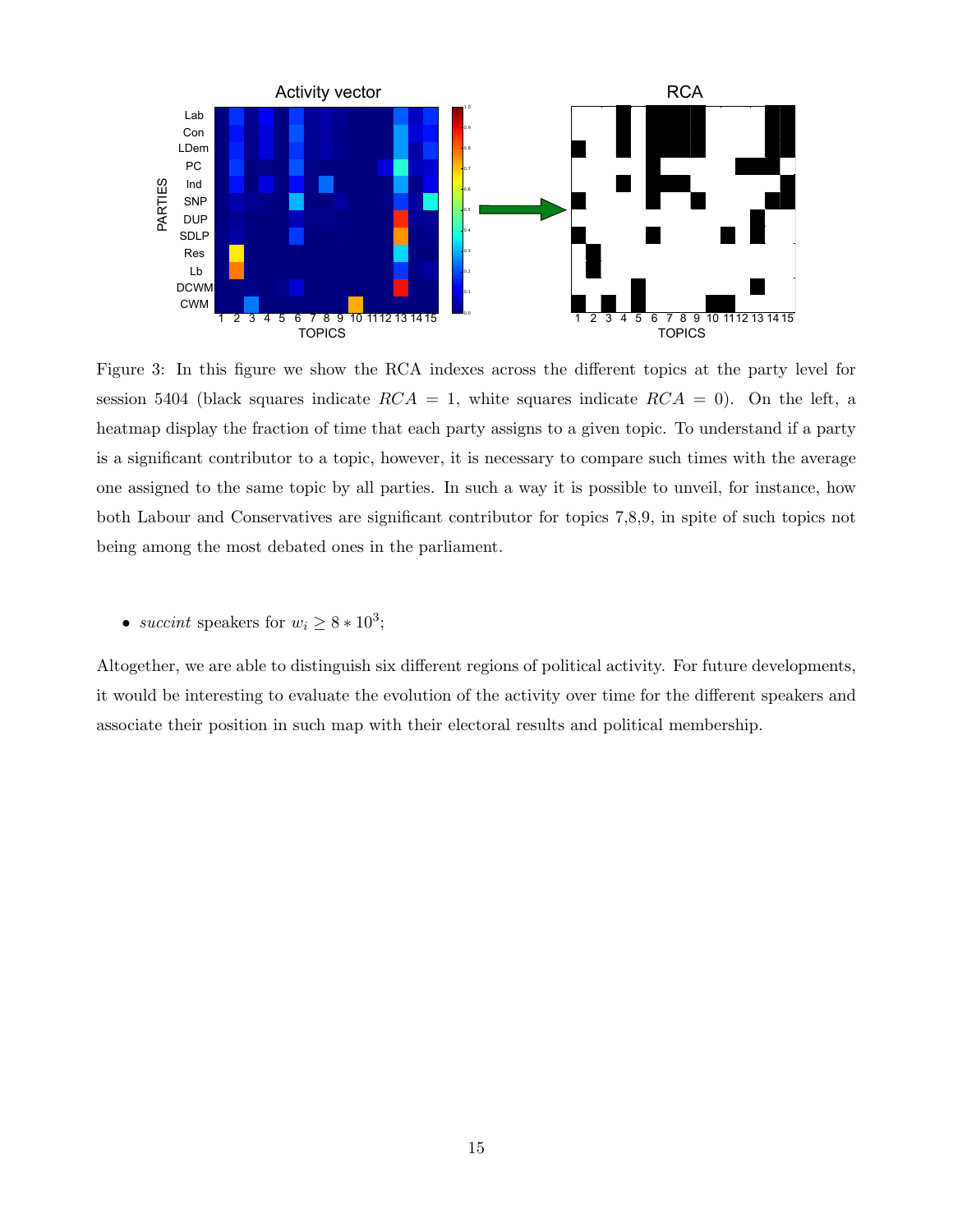Figure 3: In this figure we show the RCA indexes across the different topics at the party level for session 5404 (black squares indicate $RCA = 1$, white squares indicate $RCA = 0$). On the left, a heatmap display the fraction of time that each party assigns to a given topic. To understand if a party is a significant contributor to a topic, however, it is necessary to compare such times with the average one assigned to the same topic by all parties. In such a way it is possible to unveil, for instance, how both Labour and Conservatives are significant contributor for topics 7,8,9, in spite of such topics not being among the most debated ones in the parliament.

- *succint* speakers for $w_i \geq 8 * 10^3$;

Altogether, we are able to distinguish six different regions of political activity. For future developments, it would be interesting to evaluate the evolution of the activity over time for the different speakers and associate their position in such map with their electoral results and political membership.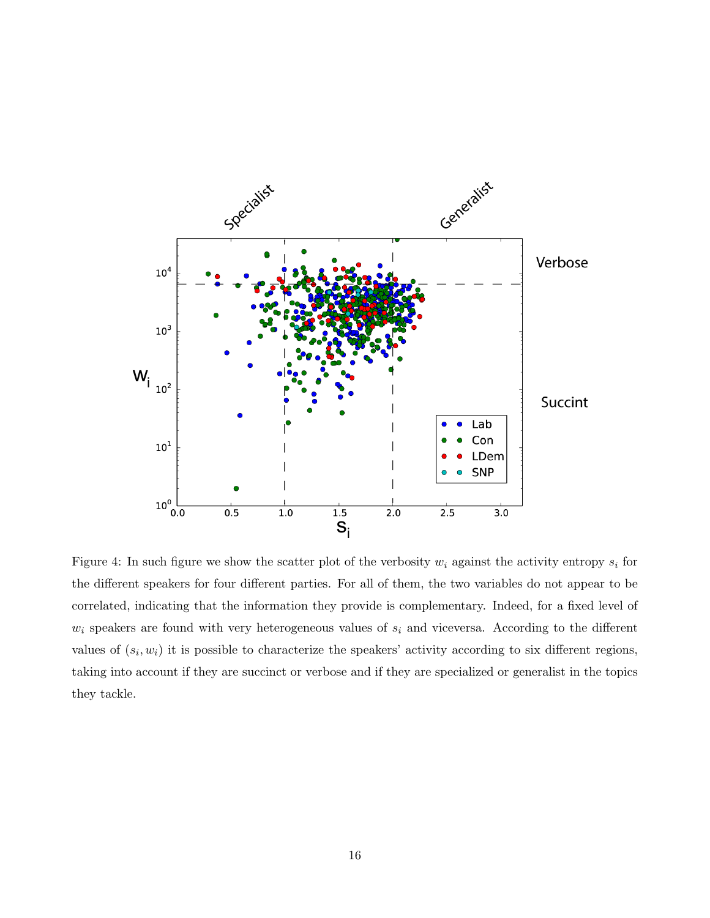Figure 4: In such figure we show the scatter plot of the verbosity $w_i$ against the activity entropy $s_i$ for the different speakers for four different parties. For all of them, the two variables do not appear to be correlated, indicating that the information they provide is complementary. Indeed, for a fixed level of $w_i$ speakers are found with very heterogeneous values of $s_i$ and viceversa. According to the different values of $(s_i, w_i)$ it is possible to characterize the speakers' activity according to six different regions, taking into account if they are succinct or verbose and if they are specialized or generalist in the topics they tackle.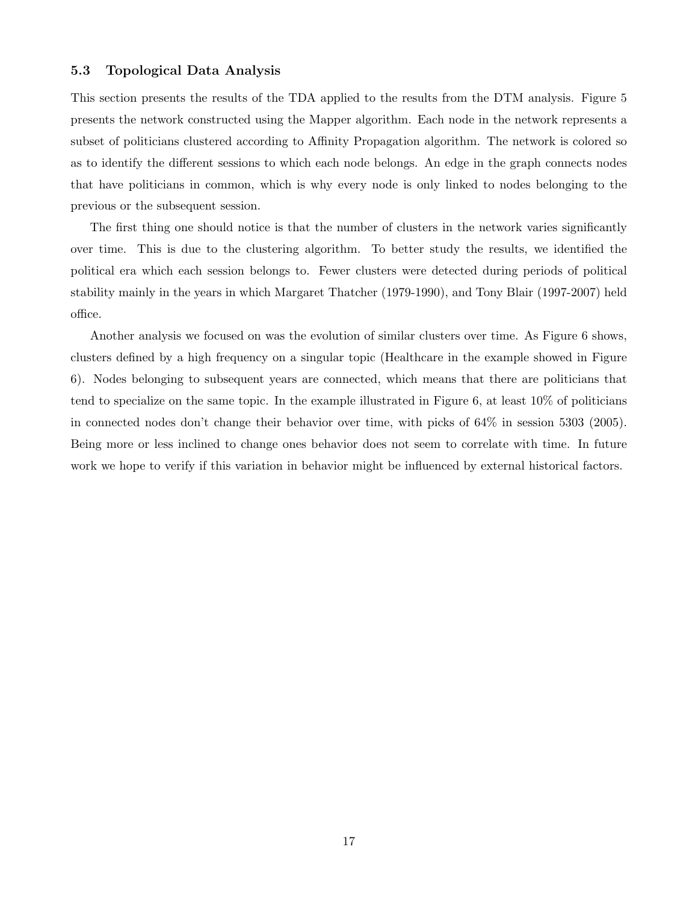### 5.3 Topological Data Analysis

This section presents the results of the TDA applied to the results from the DTM analysis. Figure 5 presents the network constructed using the Mapper algorithm. Each node in the network represents a subset of politicians clustered according to Affinity Propagation algorithm. The network is colored so as to identify the different sessions to which each node belongs. An edge in the graph connects nodes that have politicians in common, which is why every node is only linked to nodes belonging to the previous or the subsequent session.

The first thing one should notice is that the number of clusters in the network varies significantly over time. This is due to the clustering algorithm. To better study the results, we identified the political era which each session belongs to. Fewer clusters were detected during periods of political stability mainly in the years in which Margaret Thatcher (1979-1990), and Tony Blair (1997-2007) held office.

Another analysis we focused on was the evolution of similar clusters over time. As Figure 6 shows, clusters defined by a high frequency on a singular topic (Healthcare in the example showed in Figure 6). Nodes belonging to subsequent years are connected, which means that there are politicians that tend to specialize on the same topic. In the example illustrated in Figure 6, at least 10% of politicians in connected nodes don't change their behavior over time, with picks of 64% in session 5303 (2005). Being more or less inclined to change ones behavior does not seem to correlate with time. In future work we hope to verify if this variation in behavior might be influenced by external historical factors.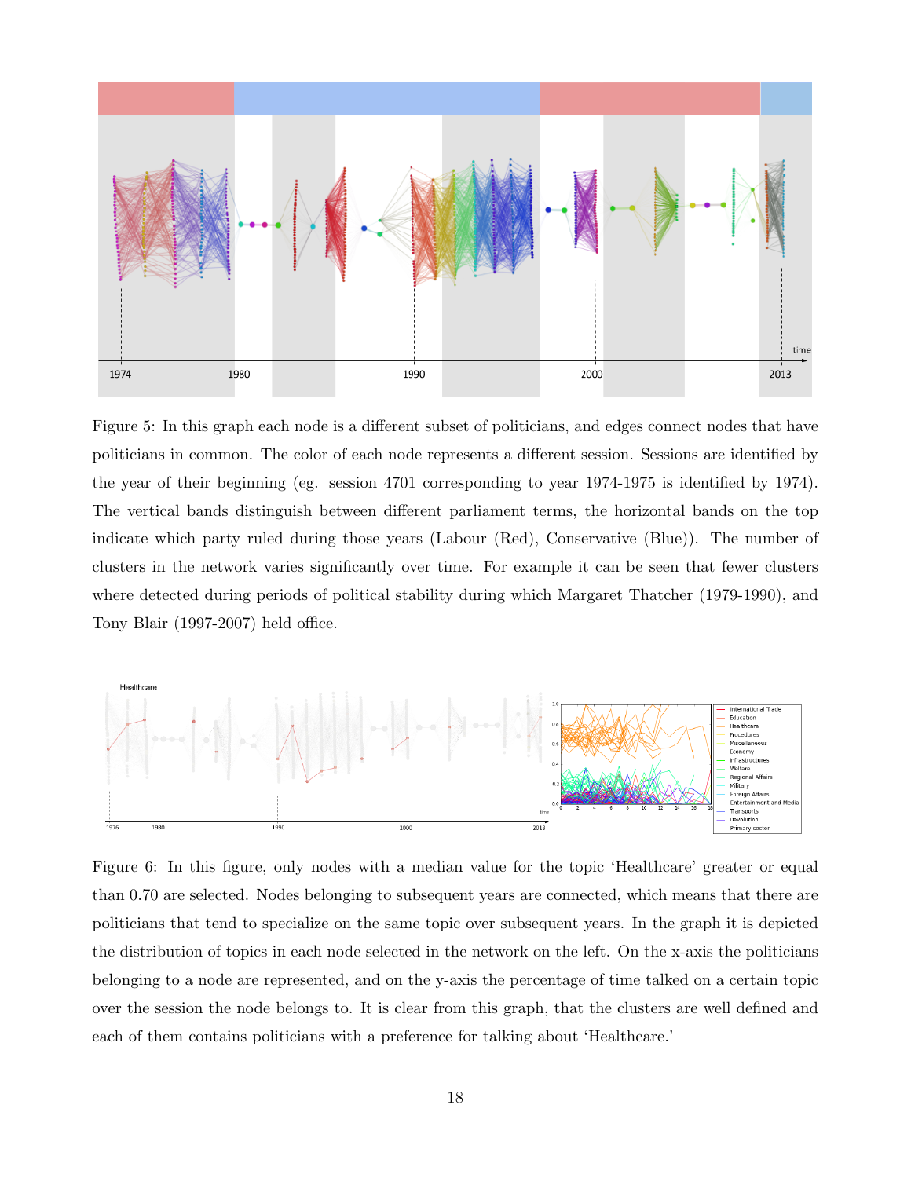Figure 5: In this graph each node is a different subset of politicians, and edges connect nodes that have politicians in common. The color of each node represents a different session. Sessions are identified by the year of their beginning (eg. session 4701 corresponding to year 1974-1975 is identified by 1974). The vertical bands distinguish between different parliament terms, the horizontal bands on the top indicate which party ruled during those years (Labour (Red), Conservative (Blue)). The number of clusters in the network varies significantly over time. For example it can be seen that fewer clusters where detected during periods of political stability during which Margaret Thatcher (1979-1990), and Tony Blair (1997-2007) held office.

Figure 6: In this figure, only nodes with a median value for the topic 'Healthcare' greater or equal than 0.70 are selected. Nodes belonging to subsequent years are connected, which means that there are politicians that tend to specialize on the same topic over subsequent years. In the graph it is depicted the distribution of topics in each node selected in the network on the left. On the x-axis the politicians belonging to a node are represented, and on the y-axis the percentage of time talked on a certain topic over the session the node belongs to. It is clear from this graph, that the clusters are well defined and each of them contains politicians with a preference for talking about 'Healthcare.'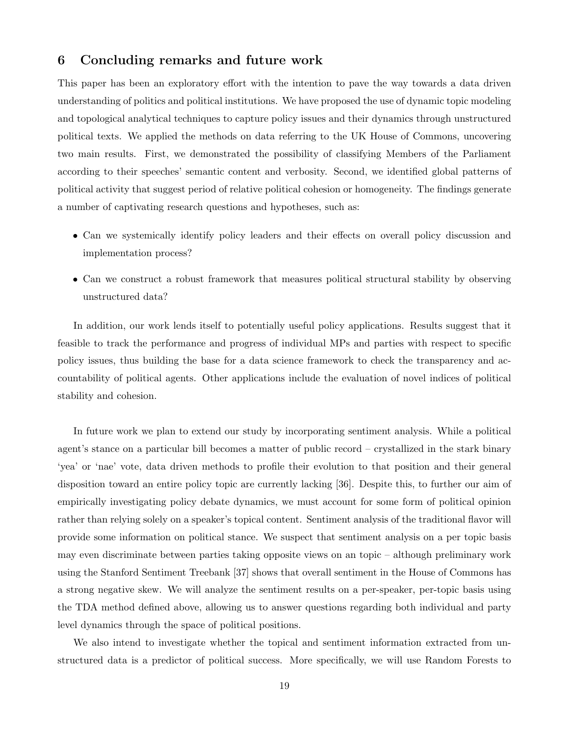## 6 Concluding remarks and future work

This paper has been an exploratory effort with the intention to pave the way towards a data driven understanding of politics and political institutions. We have proposed the use of dynamic topic modeling and topological analytical techniques to capture policy issues and their dynamics through unstructured political texts. We applied the methods on data referring to the UK House of Commons, uncovering two main results. First, we demonstrated the possibility of classifying Members of the Parliament according to their speeches' semantic content and verbosity. Second, we identified global patterns of political activity that suggest period of relative political cohesion or homogeneity. The findings generate a number of captivating research questions and hypotheses, such as:

- Can we systemically identify policy leaders and their effects on overall policy discussion and implementation process?
- Can we construct a robust framework that measures political structural stability by observing unstructured data?

In addition, our work lends itself to potentially useful policy applications. Results suggest that it feasible to track the performance and progress of individual MPs and parties with respect to specific policy issues, thus building the base for a data science framework to check the transparency and accountability of political agents. Other applications include the evaluation of novel indices of political stability and cohesion.

In future work we plan to extend our study by incorporating sentiment analysis. While a political agent's stance on a particular bill becomes a matter of public record – crystallized in the stark binary 'yea' or 'nae' vote, data driven methods to profile their evolution to that position and their general disposition toward an entire policy topic are currently lacking [36]. Despite this, to further our aim of empirically investigating policy debate dynamics, we must account for some form of political opinion rather than relying solely on a speaker's topical content. Sentiment analysis of the traditional flavor will provide some information on political stance. We suspect that sentiment analysis on a per topic basis may even discriminate between parties taking opposite views on an topic – although preliminary work using the Stanford Sentiment Treebank [37] shows that overall sentiment in the House of Commons has a strong negative skew. We will analyze the sentiment results on a per-speaker, per-topic basis using the TDA method defined above, allowing us to answer questions regarding both individual and party level dynamics through the space of political positions.

We also intend to investigate whether the topical and sentiment information extracted from unstructured data is a predictor of political success. More specifically, we will use Random Forests to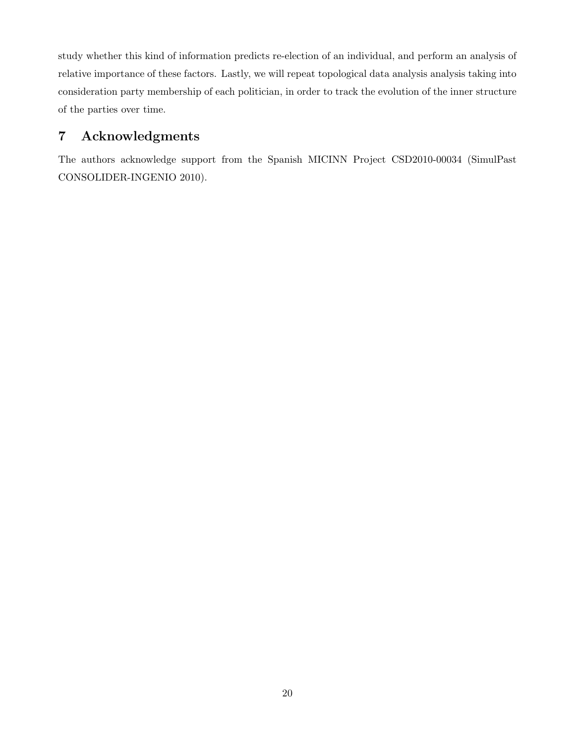study whether this kind of information predicts re-election of an individual, and perform an analysis of relative importance of these factors. Lastly, we will repeat topological data analysis analysis taking into consideration party membership of each politician, in order to track the evolution of the inner structure of the parties over time.

## 7 Acknowledgments

The authors acknowledge support from the Spanish MICINN Project CSD2010-00034 (SimulPast CONSOLIDER-INGENIO 2010).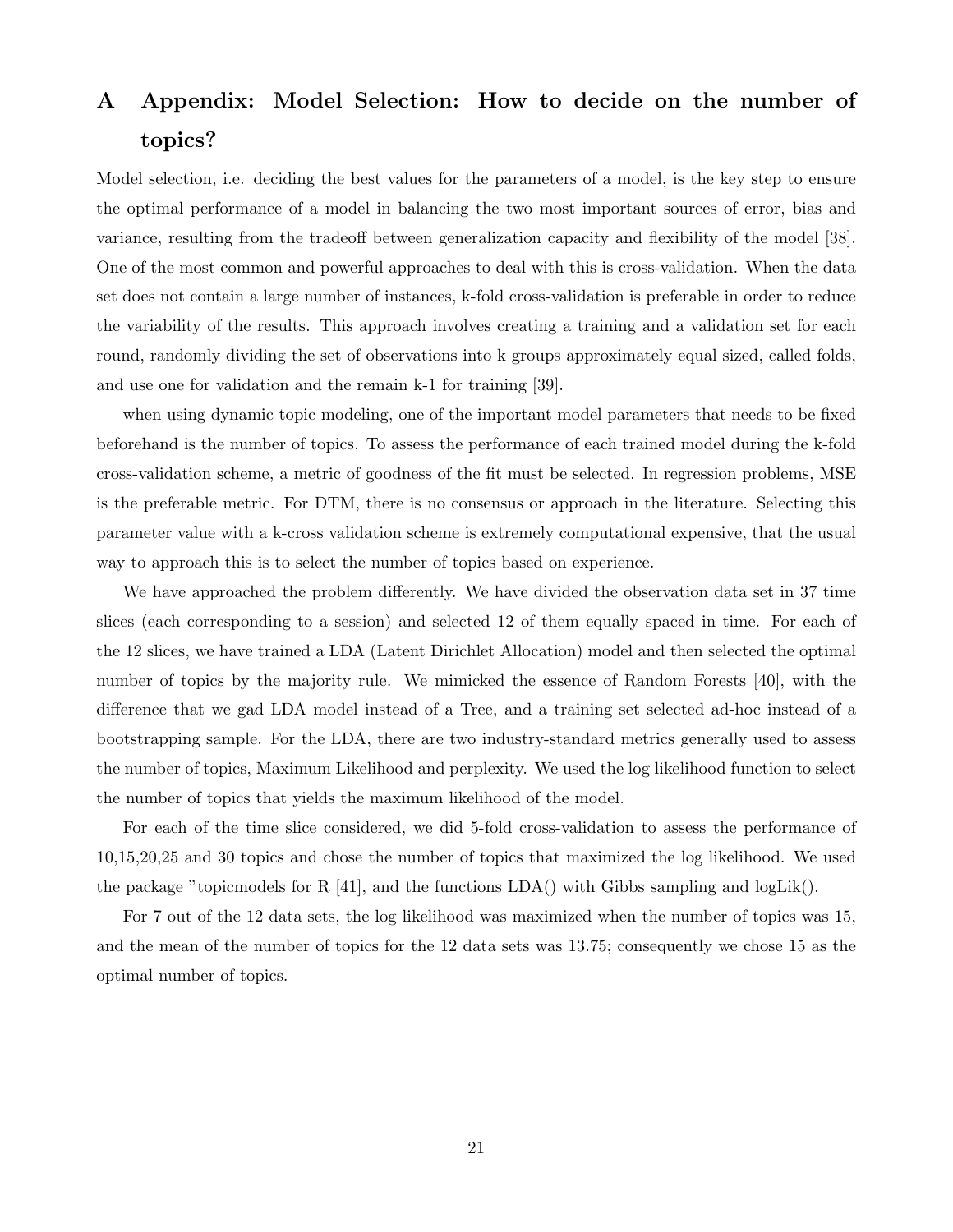# A Appendix: Model Selection: How to decide on the number of topics?

Model selection, i.e. deciding the best values for the parameters of a model, is the key step to ensure the optimal performance of a model in balancing the two most important sources of error, bias and variance, resulting from the tradeoff between generalization capacity and flexibility of the model [38]. One of the most common and powerful approaches to deal with this is cross-validation. When the data set does not contain a large number of instances, k-fold cross-validation is preferable in order to reduce the variability of the results. This approach involves creating a training and a validation set for each round, randomly dividing the set of observations into k groups approximately equal sized, called folds, and use one for validation and the remain k-1 for training [39].

when using dynamic topic modeling, one of the important model parameters that needs to be fixed beforehand is the number of topics. To assess the performance of each trained model during the k-fold cross-validation scheme, a metric of goodness of the fit must be selected. In regression problems, MSE is the preferable metric. For DTM, there is no consensus or approach in the literature. Selecting this parameter value with a k-cross validation scheme is extremely computational expensive, that the usual way to approach this is to select the number of topics based on experience.

We have approached the problem differently. We have divided the observation data set in 37 time slices (each corresponding to a session) and selected 12 of them equally spaced in time. For each of the 12 slices, we have trained a LDA (Latent Dirichlet Allocation) model and then selected the optimal number of topics by the majority rule. We mimicked the essence of Random Forests [40], with the difference that we gad LDA model instead of a Tree, and a training set selected ad-hoc instead of a bootstrapping sample. For the LDA, there are two industry-standard metrics generally used to assess the number of topics, Maximum Likelihood and perplexity. We used the log likelihood function to select the number of topics that yields the maximum likelihood of the model.

For each of the time slice considered, we did 5-fold cross-validation to assess the performance of 10,15,20,25 and 30 topics and chose the number of topics that maximized the log likelihood. We used the package "topicmodels for R [41], and the functions LDA() with Gibbs sampling and logLik().

For 7 out of the 12 data sets, the log likelihood was maximized when the number of topics was 15, and the mean of the number of topics for the 12 data sets was 13.75; consequently we chose 15 as the optimal number of topics.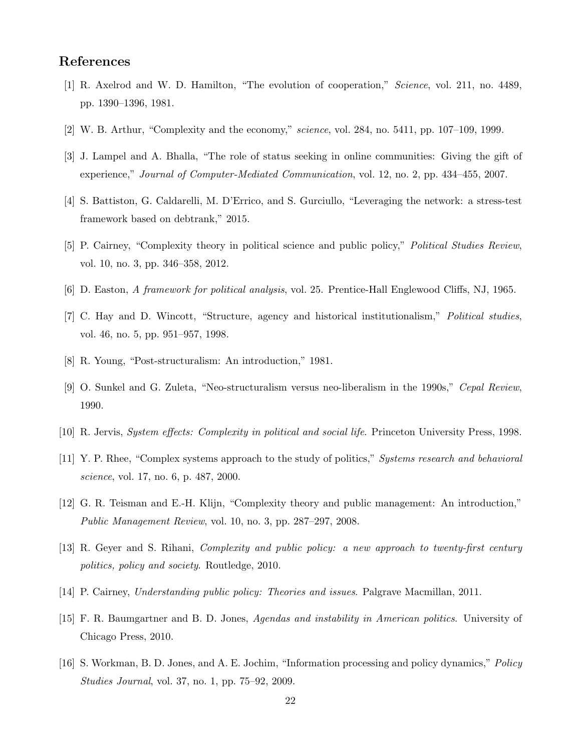## References

[1] R. Axelrod and W. D. Hamilton, "The evolution of cooperation," *Science*, vol. 211, no. 4489, pp. 1390–1396, 1981.

[2] W. B. Arthur, "Complexity and the economy," *science*, vol. 284, no. 5411, pp. 107–109, 1999.

[3] J. Lampel and A. Bhalla, "The role of status seeking in online communities: Giving the gift of experience," *Journal of Computer-Mediated Communication*, vol. 12, no. 2, pp. 434–455, 2007.

[4] S. Battiston, G. Caldarelli, M. D'Errico, and S. Gurciullo, "Leveraging the network: a stress-test framework based on debtrank," 2015.

[5] P. Cairney, "Complexity theory in political science and public policy," *Political Studies Review*, vol. 10, no. 3, pp. 346–358, 2012.

[6] D. Easton, *A framework for political analysis*, vol. 25. Prentice-Hall Englewood Cliffs, NJ, 1965.

[7] C. Hay and D. Wincott, "Structure, agency and historical institutionalism," *Political studies*, vol. 46, no. 5, pp. 951–957, 1998.

[8] R. Young, "Post-structuralism: An introduction," 1981.

[9] O. Sunkel and G. Zuleta, "Neo-structuralism versus neo-liberalism in the 1990s," *Cepal Review*, 1990.

[10] R. Jervis, *System effects: Complexity in political and social life*. Princeton University Press, 1998.

[11] Y. P. Rhee, "Complex systems approach to the study of politics," *Systems research and behavioral science*, vol. 17, no. 6, p. 487, 2000.

[12] G. R. Teisman and E.-H. Klijn, "Complexity theory and public management: An introduction," *Public Management Review*, vol. 10, no. 3, pp. 287–297, 2008.

[13] R. Geyer and S. Rihani, *Complexity and public policy: a new approach to twenty-first century politics, policy and society*. Routledge, 2010.

[14] P. Cairney, *Understanding public policy: Theories and issues*. Palgrave Macmillan, 2011.

[15] F. R. Baumgartner and B. D. Jones, *Agendas and instability in American politics*. University of Chicago Press, 2010.

[16] S. Workman, B. D. Jones, and A. E. Jochim, "Information processing and policy dynamics," *Policy Studies Journal*, vol. 37, no. 1, pp. 75–92, 2009.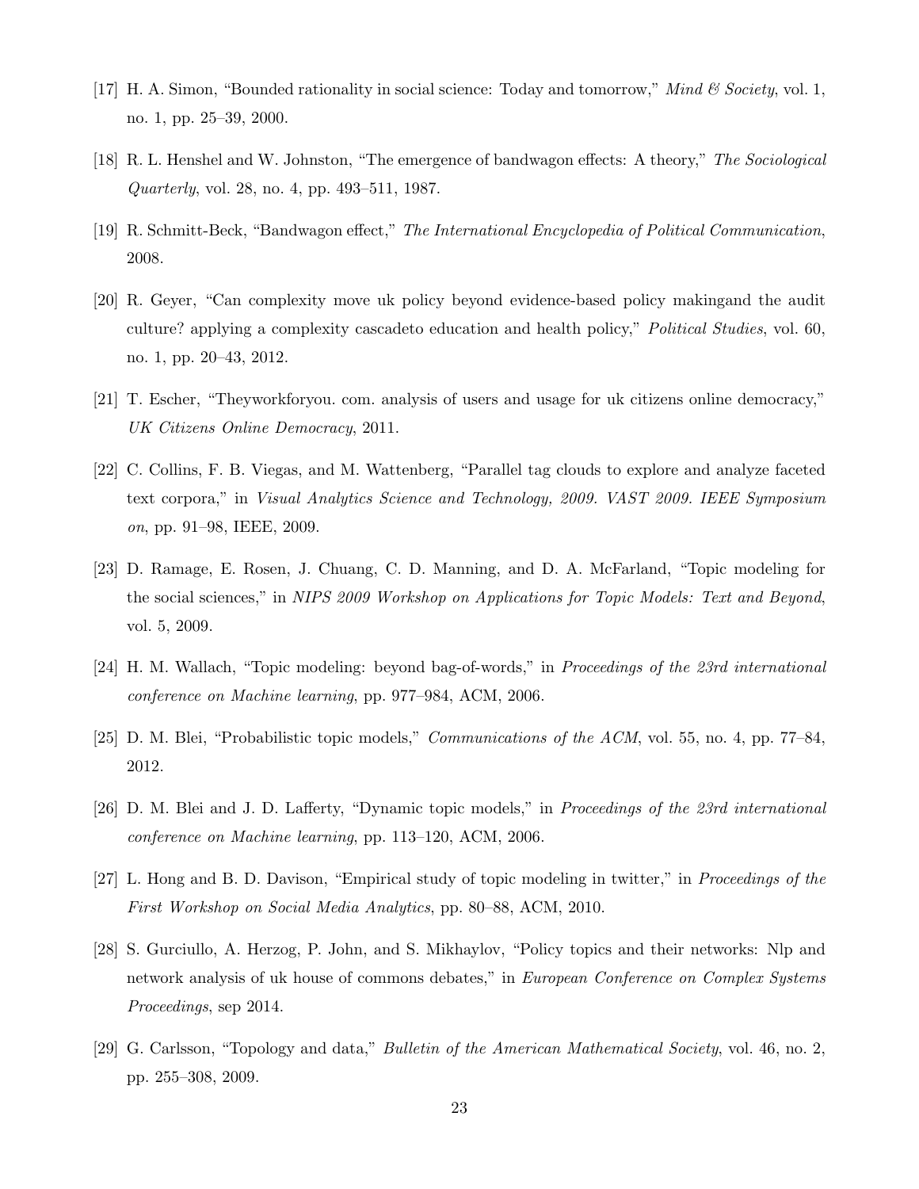[17] H. A. Simon, "Bounded rationality in social science: Today and tomorrow," *Mind & Society*, vol. 1, no. 1, pp. 25–39, 2000.

[18] R. L. Henshel and W. Johnston, "The emergence of bandwagon effects: A theory," *The Sociological Quarterly*, vol. 28, no. 4, pp. 493–511, 1987.

[19] R. Schmitt-Beck, "Bandwagon effect," *The International Encyclopedia of Political Communication*, 2008.

[20] R. Geyer, "Can complexity move uk policy beyond evidence-based policy makingand the audit culture? applying a complexity cascadeto education and health policy," *Political Studies*, vol. 60, no. 1, pp. 20–43, 2012.

[21] T. Escher, "Theyworkforyou. com. analysis of users and usage for uk citizens online democracy," *UK Citizens Online Democracy*, 2011.

[22] C. Collins, F. B. Viegas, and M. Wattenberg, "Parallel tag clouds to explore and analyze faceted text corpora," in *Visual Analytics Science and Technology, 2009. VAST 2009. IEEE Symposium on*, pp. 91–98, IEEE, 2009.

[23] D. Ramage, E. Rosen, J. Chuang, C. D. Manning, and D. A. McFarland, "Topic modeling for the social sciences," in *NIPS 2009 Workshop on Applications for Topic Models: Text and Beyond*, vol. 5, 2009.

[24] H. M. Wallach, "Topic modeling: beyond bag-of-words," in *Proceedings of the 23rd international conference on Machine learning*, pp. 977–984, ACM, 2006.

[25] D. M. Blei, "Probabilistic topic models," *Communications of the ACM*, vol. 55, no. 4, pp. 77–84, 2012.

[26] D. M. Blei and J. D. Lafferty, "Dynamic topic models," in *Proceedings of the 23rd international conference on Machine learning*, pp. 113–120, ACM, 2006.

[27] L. Hong and B. D. Davison, "Empirical study of topic modeling in twitter," in *Proceedings of the First Workshop on Social Media Analytics*, pp. 80–88, ACM, 2010.

[28] S. Gurciullo, A. Herzog, P. John, and S. Mikhaylov, "Policy topics and their networks: Nlp and network analysis of uk house of commons debates," in *European Conference on Complex Systems Proceedings*, sep 2014.

[29] G. Carlsson, "Topology and data," *Bulletin of the American Mathematical Society*, vol. 46, no. 2, pp. 255–308, 2009.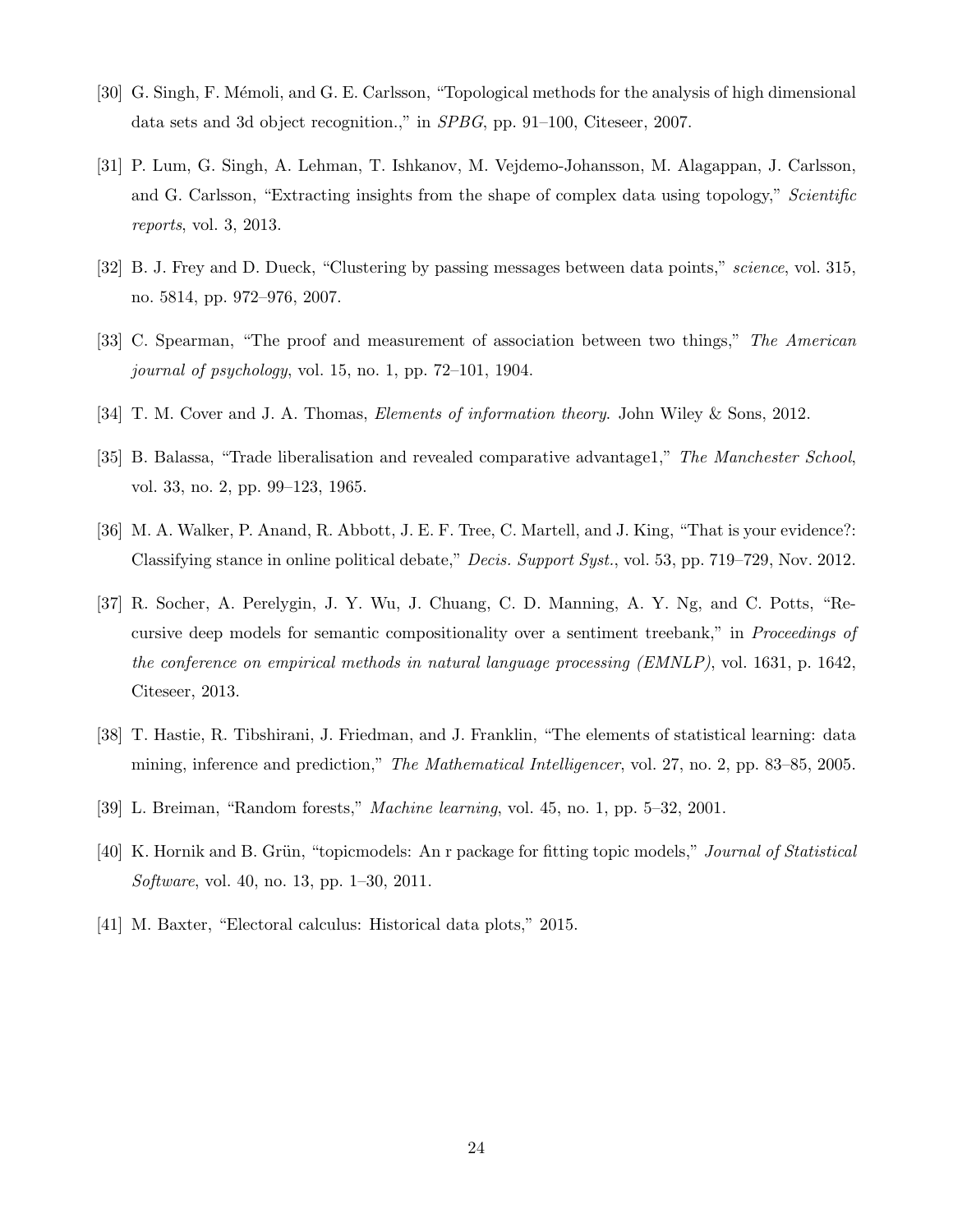[30] G. Singh, F. Mémoli, and G. E. Carlsson, "Topological methods for the analysis of high dimensional data sets and 3d object recognition.," in *SPBG*, pp. 91–100, Citeseer, 2007.

[31] P. Lum, G. Singh, A. Lehman, T. Ishkanov, M. Vejdemo-Johansson, M. Alagappan, J. Carlsson, and G. Carlsson, "Extracting insights from the shape of complex data using topology," *Scientific reports*, vol. 3, 2013.

[32] B. J. Frey and D. Dueck, "Clustering by passing messages between data points," *science*, vol. 315, no. 5814, pp. 972–976, 2007.

[33] C. Spearman, "The proof and measurement of association between two things," *The American journal of psychology*, vol. 15, no. 1, pp. 72–101, 1904.

[34] T. M. Cover and J. A. Thomas, *Elements of information theory*. John Wiley & Sons, 2012.

[35] B. Balassa, "Trade liberalisation and revealed comparative advantage1," *The Manchester School*, vol. 33, no. 2, pp. 99–123, 1965.

[36] M. A. Walker, P. Anand, R. Abbott, J. E. F. Tree, C. Martell, and J. King, "That is your evidence?: Classifying stance in online political debate," *Decis. Support Syst.*, vol. 53, pp. 719–729, Nov. 2012.

[37] R. Socher, A. Perelygin, J. Y. Wu, J. Chuang, C. D. Manning, A. Y. Ng, and C. Potts, "Recursive deep models for semantic compositionality over a sentiment treebank," in *Proceedings of the conference on empirical methods in natural language processing (EMNLP)*, vol. 1631, p. 1642, Citeseer, 2013.

[38] T. Hastie, R. Tibshirani, J. Friedman, and J. Franklin, "The elements of statistical learning: data mining, inference and prediction," *The Mathematical Intelligencer*, vol. 27, no. 2, pp. 83–85, 2005.

[39] L. Breiman, "Random forests," *Machine learning*, vol. 45, no. 1, pp. 5–32, 2001.

[40] K. Hornik and B. Grün, "topicmodels: An r package for fitting topic models," *Journal of Statistical Software*, vol. 40, no. 13, pp. 1–30, 2011.

[41] M. Baxter, "Electoral calculus: Historical data plots," 2015.